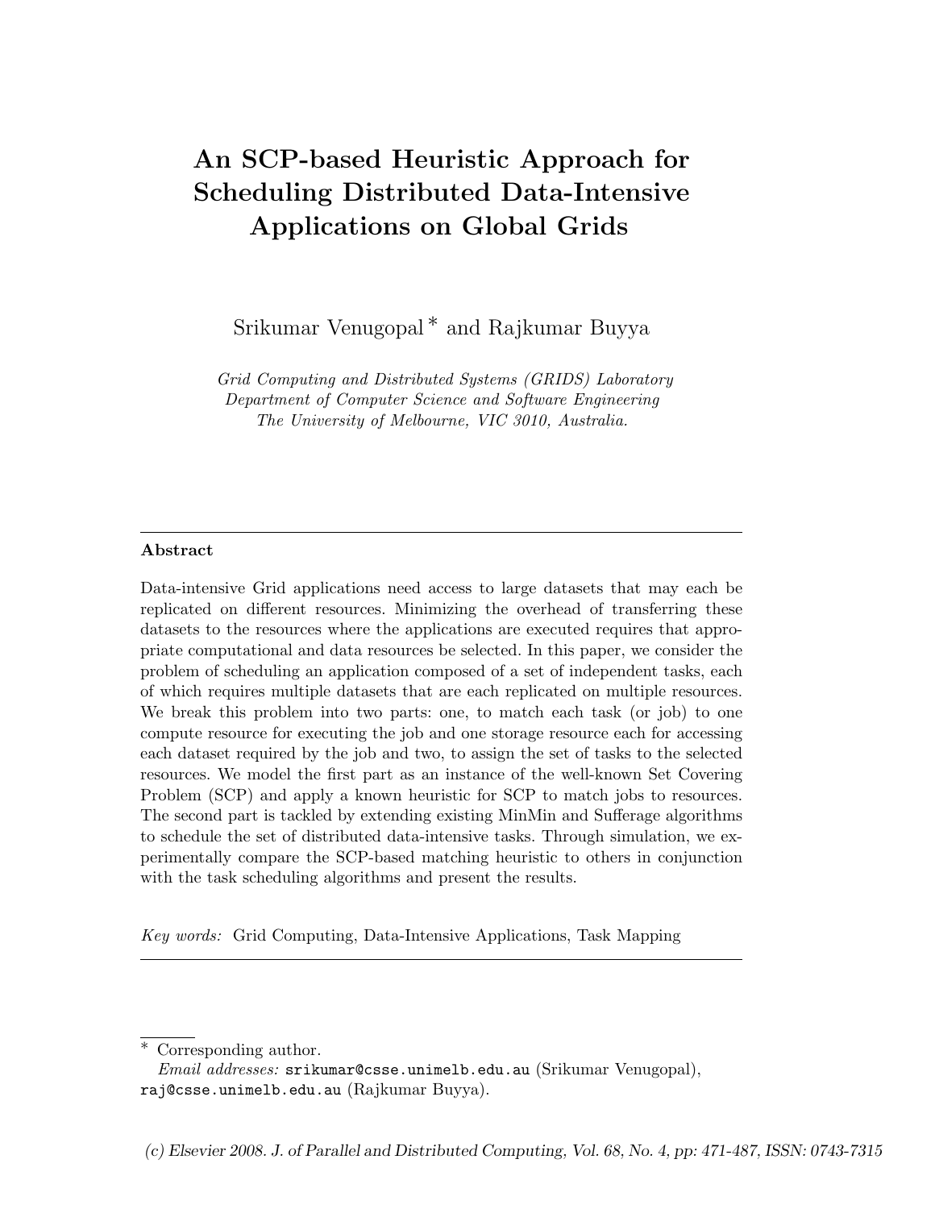# An SCP-based Heuristic Approach for Scheduling Distributed Data-Intensive Applications on Global Grids

Srikumar Venugopal * and Rajkumar Buyya

*Grid Computing and Distributed Systems (GRIDS) Laboratory*
*Department of Computer Science and Software Engineering*
*The University of Melbourne, VIC 3010, Australia.*

---

**Abstract**

Data-intensive Grid applications need access to large datasets that may each be replicated on different resources. Minimizing the overhead of transferring these datasets to the resources where the applications are executed requires that appropriate computational and data resources be selected. In this paper, we consider the problem of scheduling an application composed of a set of independent tasks, each of which requires multiple datasets that are each replicated on multiple resources. We break this problem into two parts: one, to match each task (or job) to one compute resource for executing the job and one storage resource each for accessing each dataset required by the job and two, to assign the set of tasks to the selected resources. We model the first part as an instance of the well-known Set Covering Problem (SCP) and apply a known heuristic for SCP to match jobs to resources. The second part is tackled by extending existing MinMin and Sufferage algorithms to schedule the set of distributed data-intensive tasks. Through simulation, we experimentally compare the SCP-based matching heuristic to others in conjunction with the task scheduling algorithms and present the results.

*Key words:* Grid Computing, Data-Intensive Applications, Task Mapping

---

* Corresponding author.
*Email addresses:* srikumar@csse.unimelb.edu.au (Srikumar Venugopal), raj@csse.unimelb.edu.au (Rajkumar Buyya).

*(c) Elsevier 2008. J. of Parallel and Distributed Computing, Vol. 68, No. 4, pp: 471-487, ISSN: 0743-7315*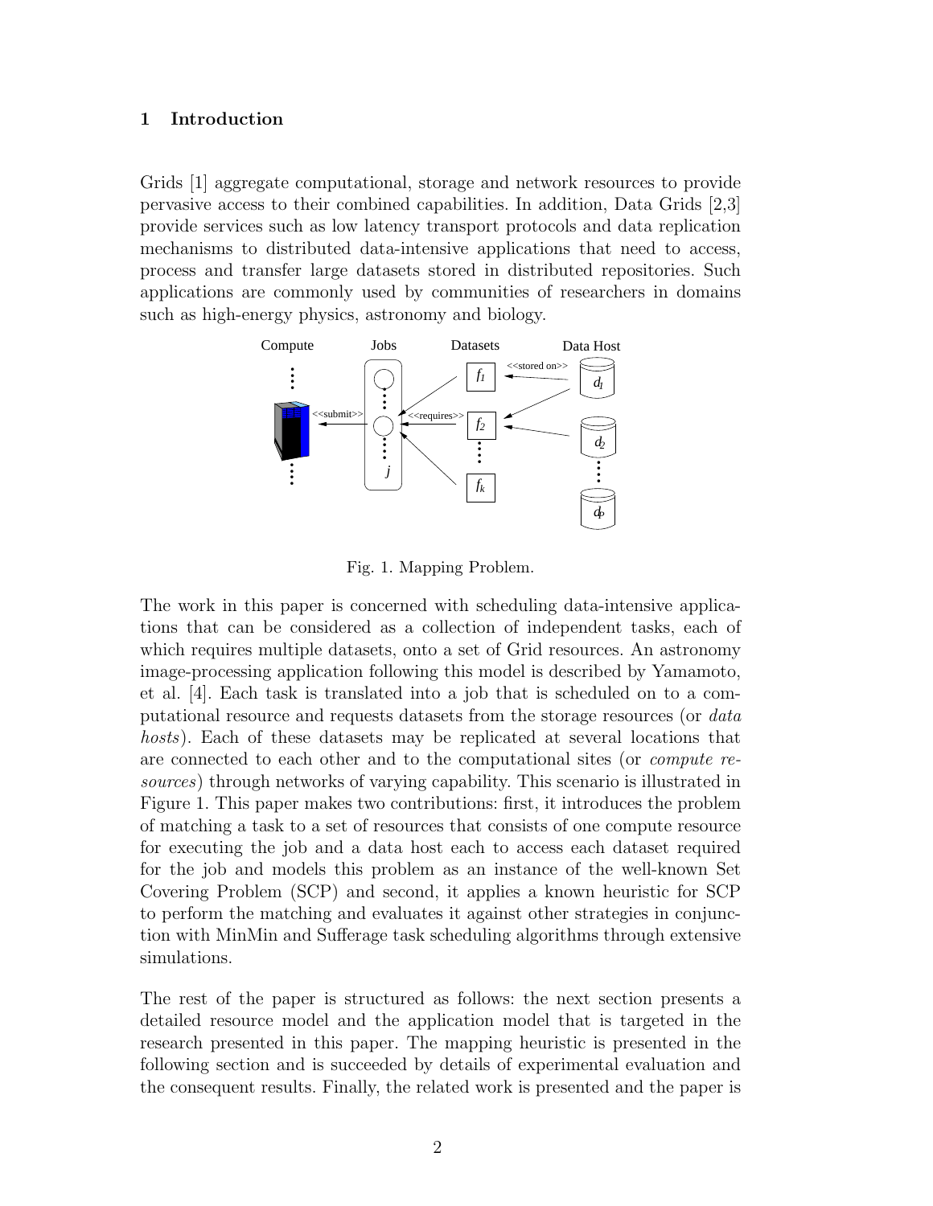## 1 Introduction

Grids [1] aggregate computational, storage and network resources to provide pervasive access to their combined capabilities. In addition, Data Grids [2,3] provide services such as low latency transport protocols and data replication mechanisms to distributed data-intensive applications that need to access, process and transfer large datasets stored in distributed repositories. Such applications are commonly used by communities of researchers in domains such as high-energy physics, astronomy and biology.

Fig. 1. Mapping Problem.

The work in this paper is concerned with scheduling data-intensive applications that can be considered as a collection of independent tasks, each of which requires multiple datasets, onto a set of Grid resources. An astronomy image-processing application following this model is described by Yamamoto, et al. [4]. Each task is translated into a job that is scheduled on to a computational resource and requests datasets from the storage resources (or *data hosts*). Each of these datasets may be replicated at several locations that are connected to each other and to the computational sites (or *compute resources*) through networks of varying capability. This scenario is illustrated in Figure 1. This paper makes two contributions: first, it introduces the problem of matching a task to a set of resources that consists of one compute resource for executing the job and a data host each to access each dataset required for the job and models this problem as an instance of the well-known Set Covering Problem (SCP) and second, it applies a known heuristic for SCP to perform the matching and evaluates it against other strategies in conjunction with MinMin and Sufferage task scheduling algorithms through extensive simulations.

The rest of the paper is structured as follows: the next section presents a detailed resource model and the application model that is targeted in the research presented in this paper. The mapping heuristic is presented in the following section and is succeeded by details of experimental evaluation and the consequent results. Finally, the related work is presented and the paper is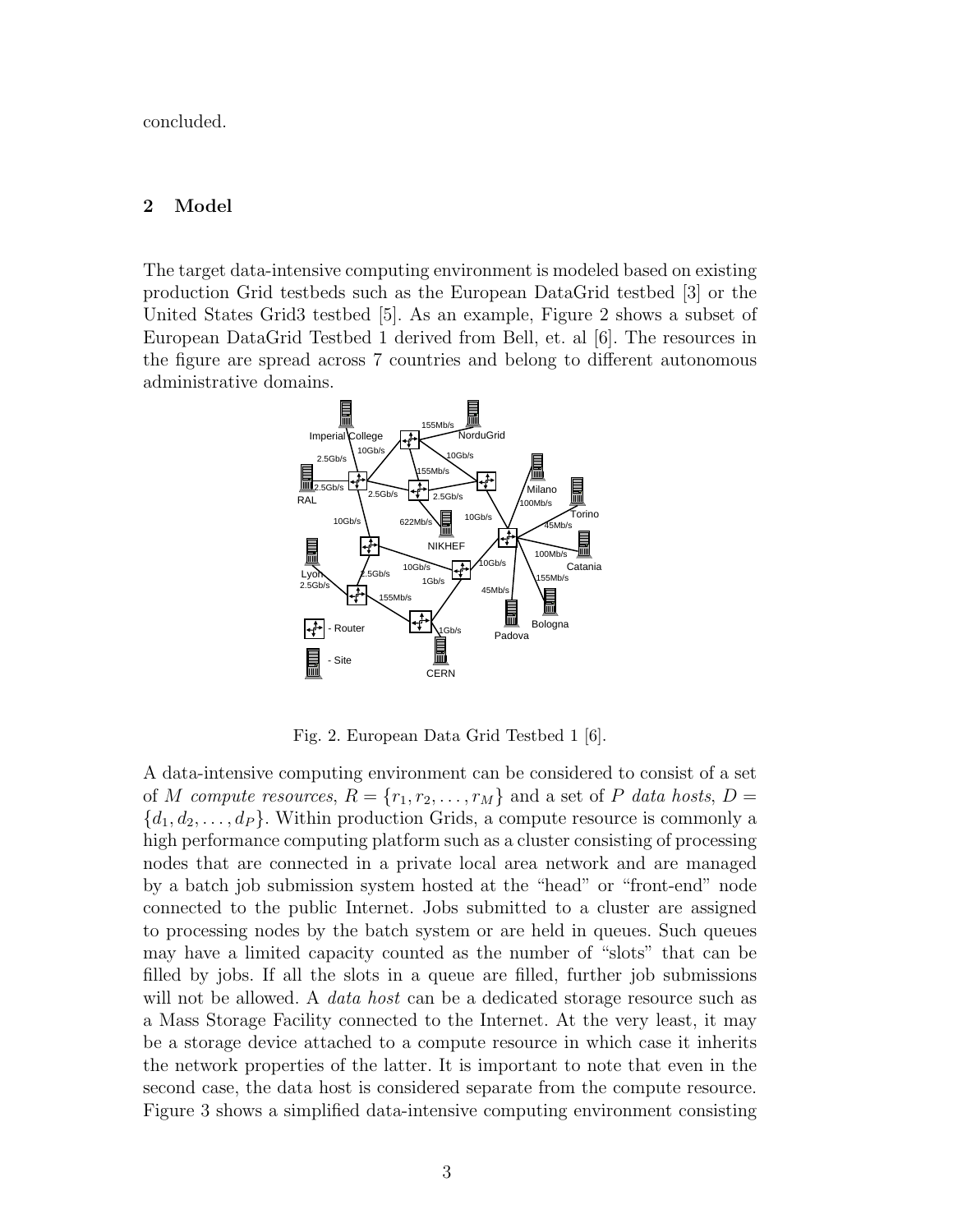concluded.

## 2 Model

The target data-intensive computing environment is modeled based on existing production Grid testbeds such as the European DataGrid testbed [3] or the United States Grid3 testbed [5]. As an example, Figure 2 shows a subset of European DataGrid Testbed 1 derived from Bell, et. al [6]. The resources in the figure are spread across 7 countries and belong to different autonomous administrative domains.

Fig. 2. European Data Grid Testbed 1 [6].

A data-intensive computing environment can be considered to consist of a set of $M$ *compute resources*, $R = \{r_1, r_2, \ldots, r_M\}$ and a set of $P$ *data hosts*, $D = \{d_1, d_2, \ldots, d_P\}$. Within production Grids, a compute resource is commonly a high performance computing platform such as a cluster consisting of processing nodes that are connected in a private local area network and are managed by a batch job submission system hosted at the "head" or "front-end" node connected to the public Internet. Jobs submitted to a cluster are assigned to processing nodes by the batch system or are held in queues. Such queues may have a limited capacity counted as the number of "slots" that can be filled by jobs. If all the slots in a queue are filled, further job submissions will not be allowed. A *data host* can be a dedicated storage resource such as a Mass Storage Facility connected to the Internet. At the very least, it may be a storage device attached to a compute resource in which case it inherits the network properties of the latter. It is important to note that even in the second case, the data host is considered separate from the compute resource. Figure 3 shows a simplified data-intensive computing environment consisting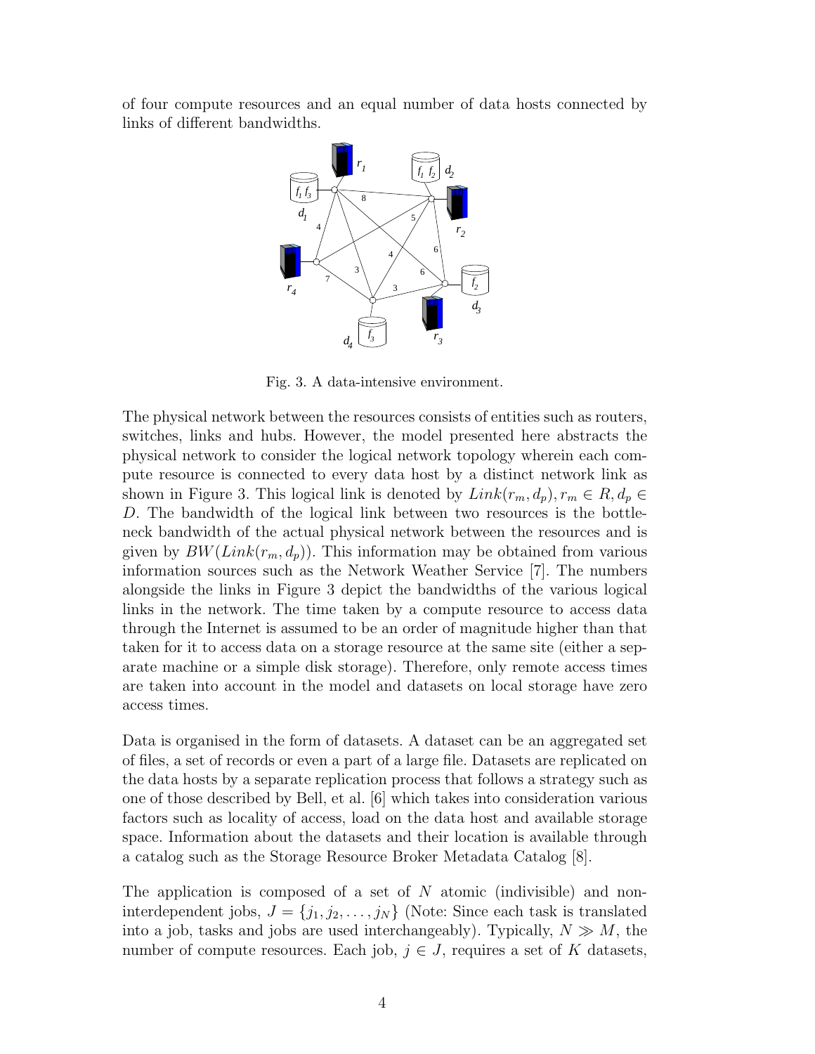of four compute resources and an equal number of data hosts connected by links of different bandwidths.

Fig. 3. A data-intensive environment.

The physical network between the resources consists of entities such as routers, switches, links and hubs. However, the model presented here abstracts the physical network to consider the logical network topology wherein each compute resource is connected to every data host by a distinct network link as shown in Figure 3. This logical link is denoted by $Link(r_m, d_p), r_m \in R, d_p \in D$. The bandwidth of the logical link between two resources is the bottleneck bandwidth of the actual physical network between the resources and is given by $BW(Link(r_m, d_p))$. This information may be obtained from various information sources such as the Network Weather Service [7]. The numbers alongside the links in Figure 3 depict the bandwidths of the various logical links in the network. The time taken by a compute resource to access data through the Internet is assumed to be an order of magnitude higher than that taken for it to access data on a storage resource at the same site (either a separate machine or a simple disk storage). Therefore, only remote access times are taken into account in the model and datasets on local storage have zero access times.

Data is organised in the form of datasets. A dataset can be an aggregated set of files, a set of records or even a part of a large file. Datasets are replicated on the data hosts by a separate replication process that follows a strategy such as one of those described by Bell, et al. [6] which takes into consideration various factors such as locality of access, load on the data host and available storage space. Information about the datasets and their location is available through a catalog such as the Storage Resource Broker Metadata Catalog [8].

The application is composed of a set of $N$ atomic (indivisible) and non-interdependent jobs, $J = \{j_1, j_2, \ldots, j_N\}$ (Note: Since each task is translated into a job, tasks and jobs are used interchangeably). Typically, $N \gg M$, the number of compute resources. Each job, $j \in J$, requires a set of $K$ datasets,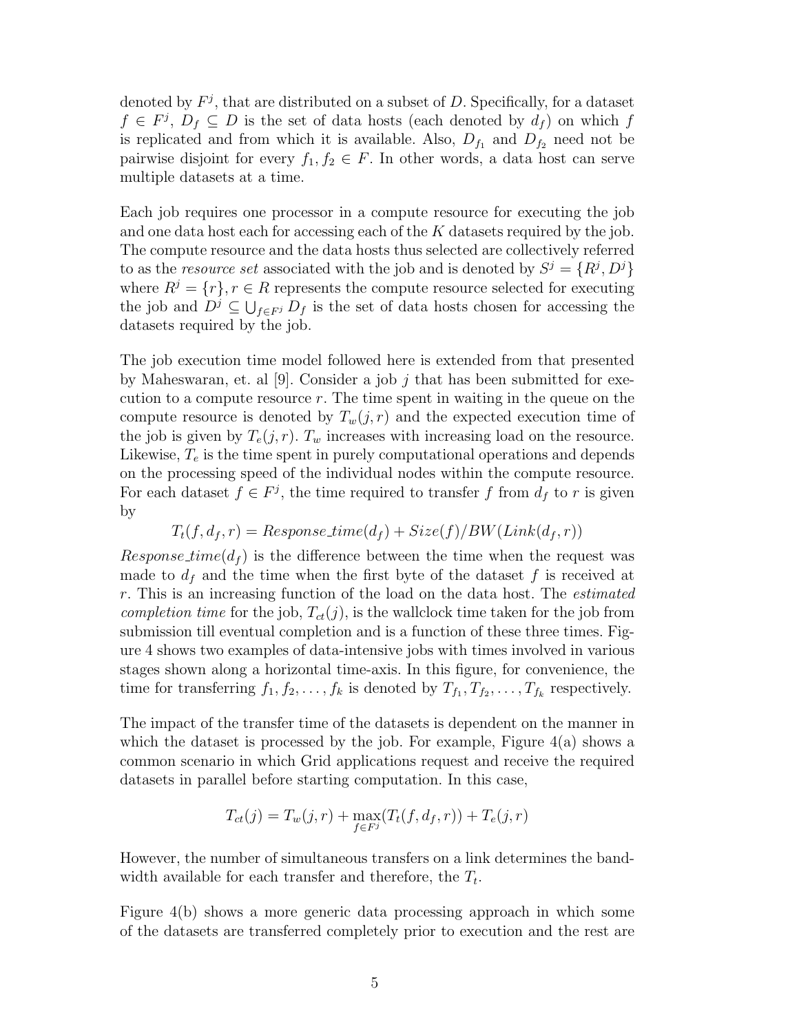denoted by $F^j$, that are distributed on a subset of $D$. Specifically, for a dataset $f \in F^j$, $D_f \subseteq D$ is the set of data hosts (each denoted by $d_f$) on which $f$ is replicated and from which it is available. Also, $D_{f_1}$ and $D_{f_2}$ need not be pairwise disjoint for every $f_1, f_2 \in F$. In other words, a data host can serve multiple datasets at a time.

Each job requires one processor in a compute resource for executing the job and one data host each for accessing each of the $K$ datasets required by the job. The compute resource and the data hosts thus selected are collectively referred to as the *resource set* associated with the job and is denoted by $S^j = \{R^j, D^j\}$ where $R^j = \{r\}, r \in R$ represents the compute resource selected for executing the job and $D^j \subseteq \bigcup_{f \in F^j} D_f$ is the set of data hosts chosen for accessing the datasets required by the job.

The job execution time model followed here is extended from that presented by Maheswaran, et. al [9]. Consider a job $j$ that has been submitted for execution to a compute resource $r$. The time spent in waiting in the queue on the compute resource is denoted by $T_w(j, r)$ and the expected execution time of the job is given by $T_e(j, r)$. $T_w$ increases with increasing load on the resource. Likewise, $T_e$ is the time spent in purely computational operations and depends on the processing speed of the individual nodes within the compute resource. For each dataset $f \in F^j$, the time required to transfer $f$ from $d_f$ to $r$ is given by

$$T_t(f, d_f, r) = Response\_time(d_f) + Size(f)/BW(Link(d_f, r))$$

$Response\_time(d_f)$ is the difference between the time when the request was made to $d_f$ and the time when the first byte of the dataset $f$ is received at $r$. This is an increasing function of the load on the data host. The *estimated completion time* for the job, $T_{ct}(j)$, is the wallclock time taken for the job from submission till eventual completion and is a function of these three times. Figure 4 shows two examples of data-intensive jobs with times involved in various stages shown along a horizontal time-axis. In this figure, for convenience, the time for transferring $f_1, f_2, \ldots, f_k$ is denoted by $T_{f_1}, T_{f_2}, \ldots, T_{f_k}$ respectively.

The impact of the transfer time of the datasets is dependent on the manner in which the dataset is processed by the job. For example, Figure 4(a) shows a common scenario in which Grid applications request and receive the required datasets in parallel before starting computation. In this case,

$$T_{ct}(j) = T_w(j, r) + \max_{f \in F^j}(T_t(f, d_f, r)) + T_e(j, r)$$

However, the number of simultaneous transfers on a link determines the bandwidth available for each transfer and therefore, the $T_t$.

Figure 4(b) shows a more generic data processing approach in which some of the datasets are transferred completely prior to execution and the rest are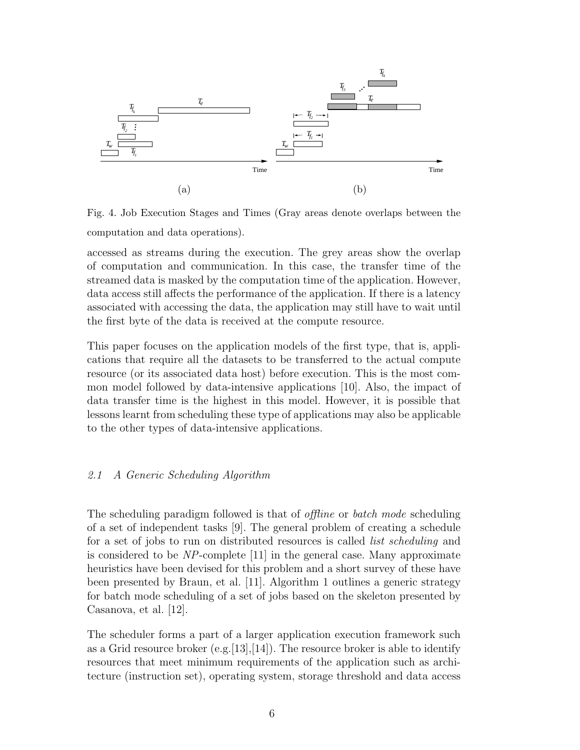Fig. 4. Job Execution Stages and Times (Gray areas denote overlaps between the computation and data operations).

accessed as streams during the execution. The grey areas show the overlap of computation and communication. In this case, the transfer time of the streamed data is masked by the computation time of the application. However, data access still affects the performance of the application. If there is a latency associated with accessing the data, the application may still have to wait until the first byte of the data is received at the compute resource.

This paper focuses on the application models of the first type, that is, applications that require all the datasets to be transferred to the actual compute resource (or its associated data host) before execution. This is the most common model followed by data-intensive applications [10]. Also, the impact of data transfer time is the highest in this model. However, it is possible that lessons learnt from scheduling these type of applications may also be applicable to the other types of data-intensive applications.

### *2.1 A Generic Scheduling Algorithm*

The scheduling paradigm followed is that of *offline* or *batch mode* scheduling of a set of independent tasks [9]. The general problem of creating a schedule for a set of jobs to run on distributed resources is called *list scheduling* and is considered to be *NP*-complete [11] in the general case. Many approximate heuristics have been devised for this problem and a short survey of these have been presented by Braun, et al. [11]. Algorithm 1 outlines a generic strategy for batch mode scheduling of a set of jobs based on the skeleton presented by Casanova, et al. [12].

The scheduler forms a part of a larger application execution framework such as a Grid resource broker (e.g.[13],[14]). The resource broker is able to identify resources that meet minimum requirements of the application such as architecture (instruction set), operating system, storage threshold and data access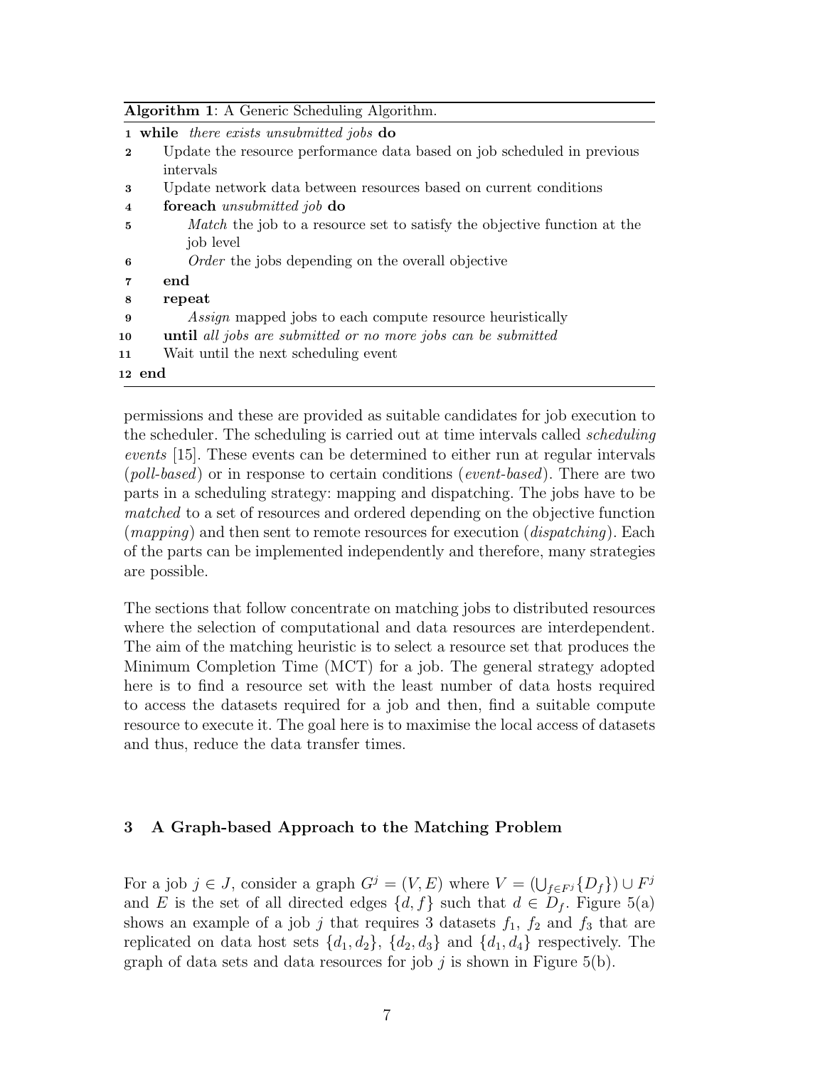**Algorithm 1**: A Generic Scheduling Algorithm.

```
1  while there exists unsubmitted jobs do
2      Update the resource performance data based on job scheduled in previous
       intervals
3      Update network data between resources based on current conditions
4      foreach unsubmitted job do
5          Match the job to a resource set to satisfy the objective function at the
           job level
6          Order the jobs depending on the overall objective
7      end
8      repeat
9          Assign mapped jobs to each compute resource heuristically
10     until all jobs are submitted or no more jobs can be submitted
11     Wait until the next scheduling event
12 end
```

permissions and these are provided as suitable candidates for job execution to the scheduler. The scheduling is carried out at time intervals called *scheduling events* [15]. These events can be determined to either run at regular intervals (*poll-based*) or in response to certain conditions (*event-based*). There are two parts in a scheduling strategy: mapping and dispatching. The jobs have to be *matched* to a set of resources and ordered depending on the objective function (*mapping*) and then sent to remote resources for execution (*dispatching*). Each of the parts can be implemented independently and therefore, many strategies are possible.

The sections that follow concentrate on matching jobs to distributed resources where the selection of computational and data resources are interdependent. The aim of the matching heuristic is to select a resource set that produces the Minimum Completion Time (MCT) for a job. The general strategy adopted here is to find a resource set with the least number of data hosts required to access the datasets required for a job and then, find a suitable compute resource to execute it. The goal here is to maximise the local access of datasets and thus, reduce the data transfer times.

## 3 A Graph-based Approach to the Matching Problem

For a job $j \in J$, consider a graph $G^j = (V, E)$ where $V = (\bigcup_{f \in F^j}\{D_f\}) \cup F^j$ and $E$ is the set of all directed edges $\{d, f\}$ such that $d \in D_f$. Figure 5(a) shows an example of a job $j$ that requires 3 datasets $f_1$, $f_2$ and $f_3$ that are replicated on data host sets $\{d_1, d_2\}$, $\{d_2, d_3\}$ and $\{d_1, d_4\}$ respectively. The graph of data sets and data resources for job $j$ is shown in Figure 5(b).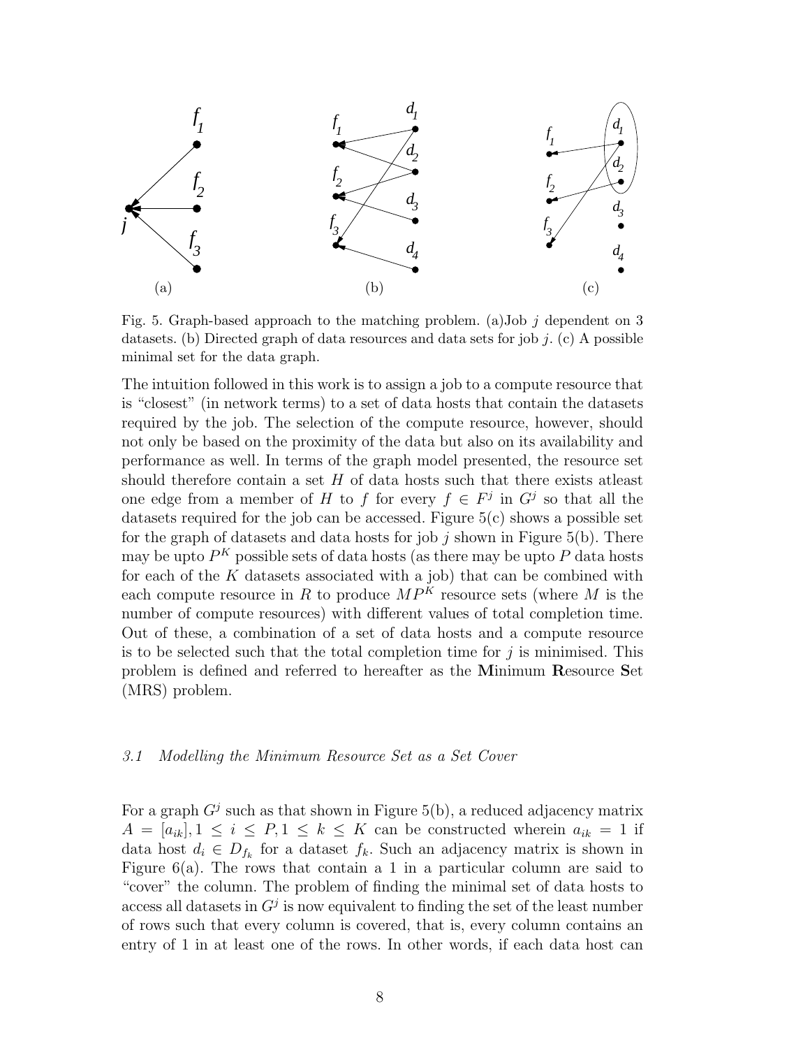Fig. 5. Graph-based approach to the matching problem. (a)Job $j$ dependent on 3 datasets. (b) Directed graph of data resources and data sets for job $j$. (c) A possible minimal set for the data graph.

The intuition followed in this work is to assign a job to a compute resource that is "closest" (in network terms) to a set of data hosts that contain the datasets required by the job. The selection of the compute resource, however, should not only be based on the proximity of the data but also on its availability and performance as well. In terms of the graph model presented, the resource set should therefore contain a set $H$ of data hosts such that there exists atleast one edge from a member of $H$ to $f$ for every $f \in F^j$ in $G^j$ so that all the datasets required for the job can be accessed. Figure 5(c) shows a possible set for the graph of datasets and data hosts for job $j$ shown in Figure 5(b). There may be upto $P^K$ possible sets of data hosts (as there may be upto $P$ data hosts for each of the $K$ datasets associated with a job) that can be combined with each compute resource in $R$ to produce $MP^K$ resource sets (where $M$ is the number of compute resources) with different values of total completion time. Out of these, a combination of a set of data hosts and a compute resource is to be selected such that the total completion time for $j$ is minimised. This problem is defined and referred to hereafter as the **M**inimum **R**esource **S**et (MRS) problem.

### *3.1 Modelling the Minimum Resource Set as a Set Cover*

For a graph $G^j$ such as that shown in Figure 5(b), a reduced adjacency matrix $A = [a_{ik}], 1 \leq i \leq P, 1 \leq k \leq K$ can be constructed wherein $a_{ik} = 1$ if data host $d_i \in D_{f_k}$ for a dataset $f_k$. Such an adjacency matrix is shown in Figure 6(a). The rows that contain a 1 in a particular column are said to "cover" the column. The problem of finding the minimal set of data hosts to access all datasets in $G^j$ is now equivalent to finding the set of the least number of rows such that every column is covered, that is, every column contains an entry of 1 in at least one of the rows. In other words, if each data host can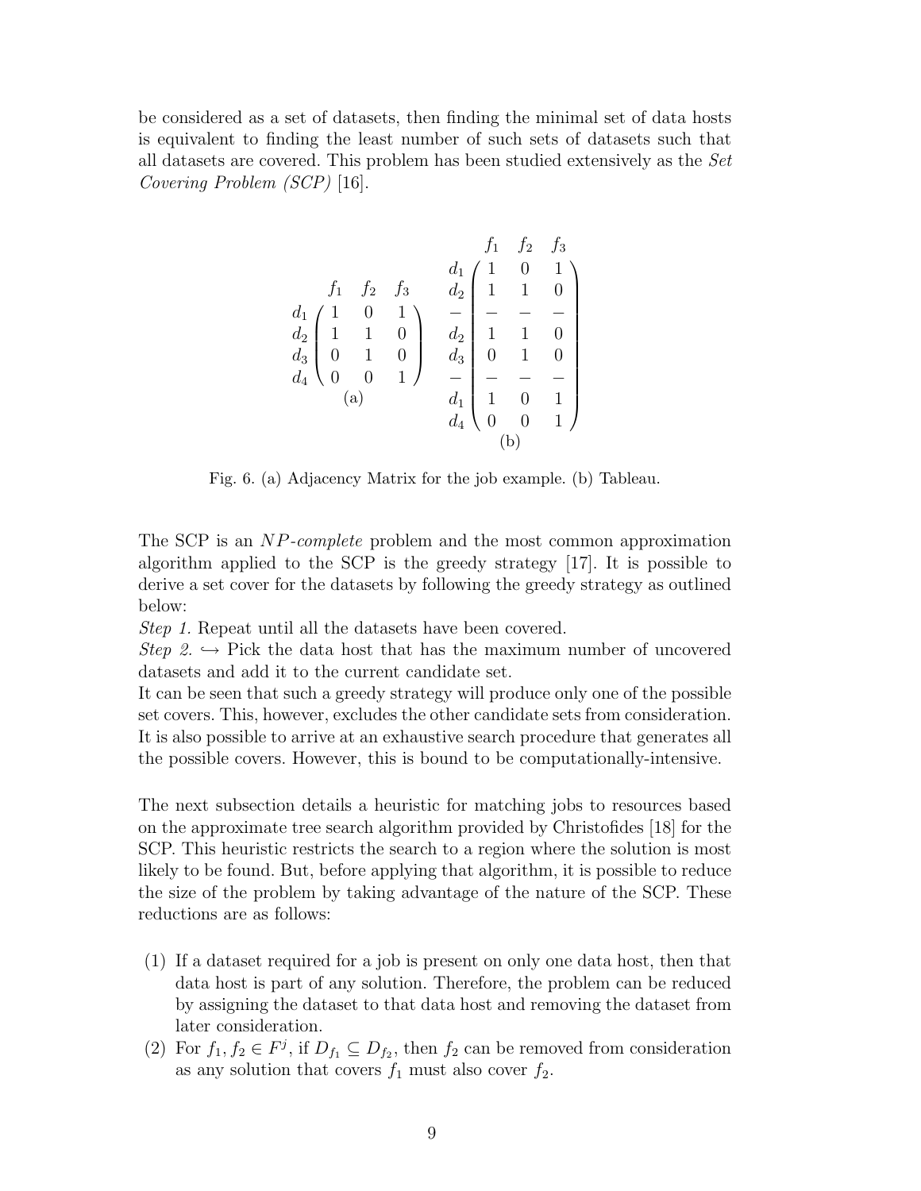be considered as a set of datasets, then finding the minimal set of data hosts is equivalent to finding the least number of such sets of datasets such that all datasets are covered. This problem has been studied extensively as the *Set Covering Problem (SCP)* [16].

$$
\begin{array}{c}
\begin{array}{c c}
 & \begin{array}{ccc} f_1 & f_2 & f_3 \end{array} \\
\begin{array}{c} d_1 \\ d_2 \\ d_3 \\ d_4 \end{array} & \begin{pmatrix} 1 & 0 & 1 \\ 1 & 1 & 0 \\ 0 & 1 & 0 \\ 0 & 0 & 1 \end{pmatrix}
\end{array} \\
\text{(a)}
\end{array}
\qquad
\begin{array}{c}
\begin{array}{c c}
 & \begin{array}{ccc} f_1 & f_2 & f_3 \end{array} \\
\begin{array}{c} d_1 \\ d_2 \\ - \\ d_2 \\ d_3 \\ - \\ d_1 \\ d_4 \end{array} & \begin{pmatrix} 1 & 0 & 1 \\ 1 & 1 & 0 \\ - & - & - \\ 1 & 1 & 0 \\ 0 & 1 & 0 \\ - & - & - \\ 1 & 0 & 1 \\ 0 & 0 & 1 \end{pmatrix}
\end{array} \\
\text{(b)}
\end{array}
$$

Fig. 6. (a) Adjacency Matrix for the job example. (b) Tableau.

The SCP is an *NP-complete* problem and the most common approximation algorithm applied to the SCP is the greedy strategy [17]. It is possible to derive a set cover for the datasets by following the greedy strategy as outlined below:

*Step 1.* Repeat until all the datasets have been covered.

*Step 2.* $\hookrightarrow$ Pick the data host that has the maximum number of uncovered datasets and add it to the current candidate set.

It can be seen that such a greedy strategy will produce only one of the possible set covers. This, however, excludes the other candidate sets from consideration. It is also possible to arrive at an exhaustive search procedure that generates all the possible covers. However, this is bound to be computationally-intensive.

The next subsection details a heuristic for matching jobs to resources based on the approximate tree search algorithm provided by Christofides [18] for the SCP. This heuristic restricts the search to a region where the solution is most likely to be found. But, before applying that algorithm, it is possible to reduce the size of the problem by taking advantage of the nature of the SCP. These reductions are as follows:

(1) If a dataset required for a job is present on only one data host, then that data host is part of any solution. Therefore, the problem can be reduced by assigning the dataset to that data host and removing the dataset from later consideration.

(2) For $f_1, f_2 \in F^j$, if $D_{f_1} \subseteq D_{f_2}$, then $f_2$ can be removed from consideration as any solution that covers $f_1$ must also cover $f_2$.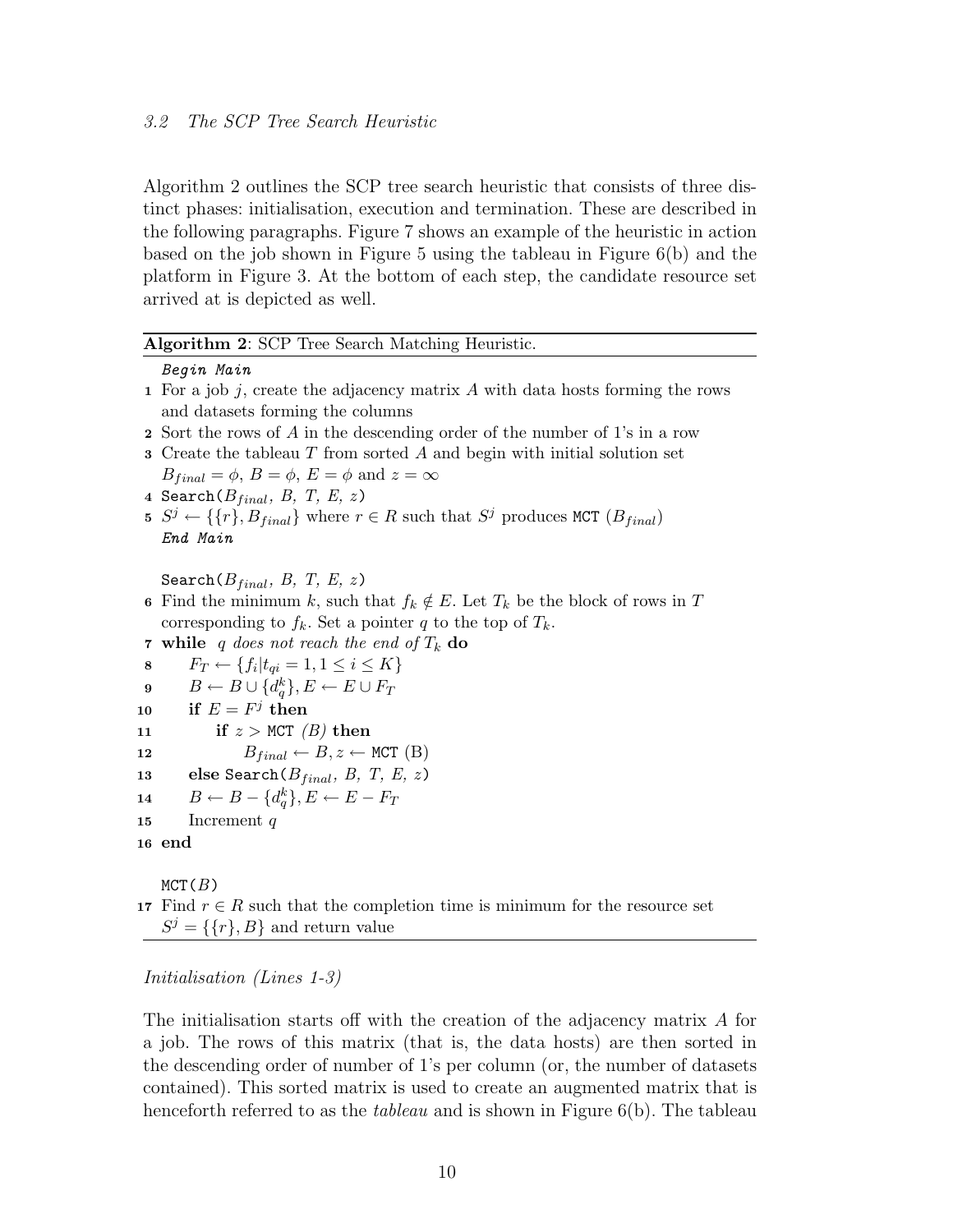### 3.2 The SCP Tree Search Heuristic

Algorithm 2 outlines the SCP tree search heuristic that consists of three distinct phases: initialisation, execution and termination. These are described in the following paragraphs. Figure 7 shows an example of the heuristic in action based on the job shown in Figure 5 using the tableau in Figure 6(b) and the platform in Figure 3. At the bottom of each step, the candidate resource set arrived at is depicted as well.

**Algorithm 2**: SCP Tree Search Matching Heuristic.

*Begin Main*

1. For a job $j$, create the adjacency matrix $A$ with data hosts forming the rows and datasets forming the columns
2. Sort the rows of $A$ in the descending order of the number of 1's in a row
3. Create the tableau $T$ from sorted $A$ and begin with initial solution set $B_{final} = \phi$, $B = \phi$, $E = \phi$ and $z = \infty$
4. `Search`($B_{final}$, $B$, $T$, $E$, $z$)
5. $S^j \leftarrow \{\{r\}, B_{final}\}$ where $r \in R$ such that $S^j$ produces `MCT` ($B_{final}$)

*End Main*

`Search`($B_{final}$, $B$, $T$, $E$, $z$)

6. Find the minimum $k$, such that $f_k \notin E$. Let $T_k$ be the block of rows in $T$ corresponding to $f_k$. Set a pointer $q$ to the top of $T_k$.
7. **while** *q does not reach the end of* $T_k$ **do**
8. &nbsp;&nbsp;&nbsp;&nbsp;$F_T \leftarrow \{f_i | t_{qi} = 1, 1 \leq i \leq K\}$
9. &nbsp;&nbsp;&nbsp;&nbsp;$B \leftarrow B \cup \{d_q^k\}, E \leftarrow E \cup F_T$
10. &nbsp;&nbsp;&nbsp;&nbsp;**if** $E = F^j$ **then**
11. &nbsp;&nbsp;&nbsp;&nbsp;&nbsp;&nbsp;&nbsp;&nbsp;**if** $z >$ `MCT` *(B)* **then**
12. &nbsp;&nbsp;&nbsp;&nbsp;&nbsp;&nbsp;&nbsp;&nbsp;&nbsp;&nbsp;&nbsp;&nbsp;$B_{final} \leftarrow B, z \leftarrow$ `MCT` (B)
13. &nbsp;&nbsp;&nbsp;&nbsp;**else** `Search`($B_{final}$, $B$, $T$, $E$, $z$)
14. &nbsp;&nbsp;&nbsp;&nbsp;$B \leftarrow B - \{d_q^k\}, E \leftarrow E - F_T$
15. &nbsp;&nbsp;&nbsp;&nbsp;Increment $q$
16. **end**

`MCT`($B$)

17. Find $r \in R$ such that the completion time is minimum for the resource set $S^j = \{\{r\}, B\}$ and return value

*Initialisation (Lines 1-3)*

The initialisation starts off with the creation of the adjacency matrix $A$ for a job. The rows of this matrix (that is, the data hosts) are then sorted in the descending order of number of 1's per column (or, the number of datasets contained). This sorted matrix is used to create an augmented matrix that is henceforth referred to as the *tableau* and is shown in Figure 6(b). The tableau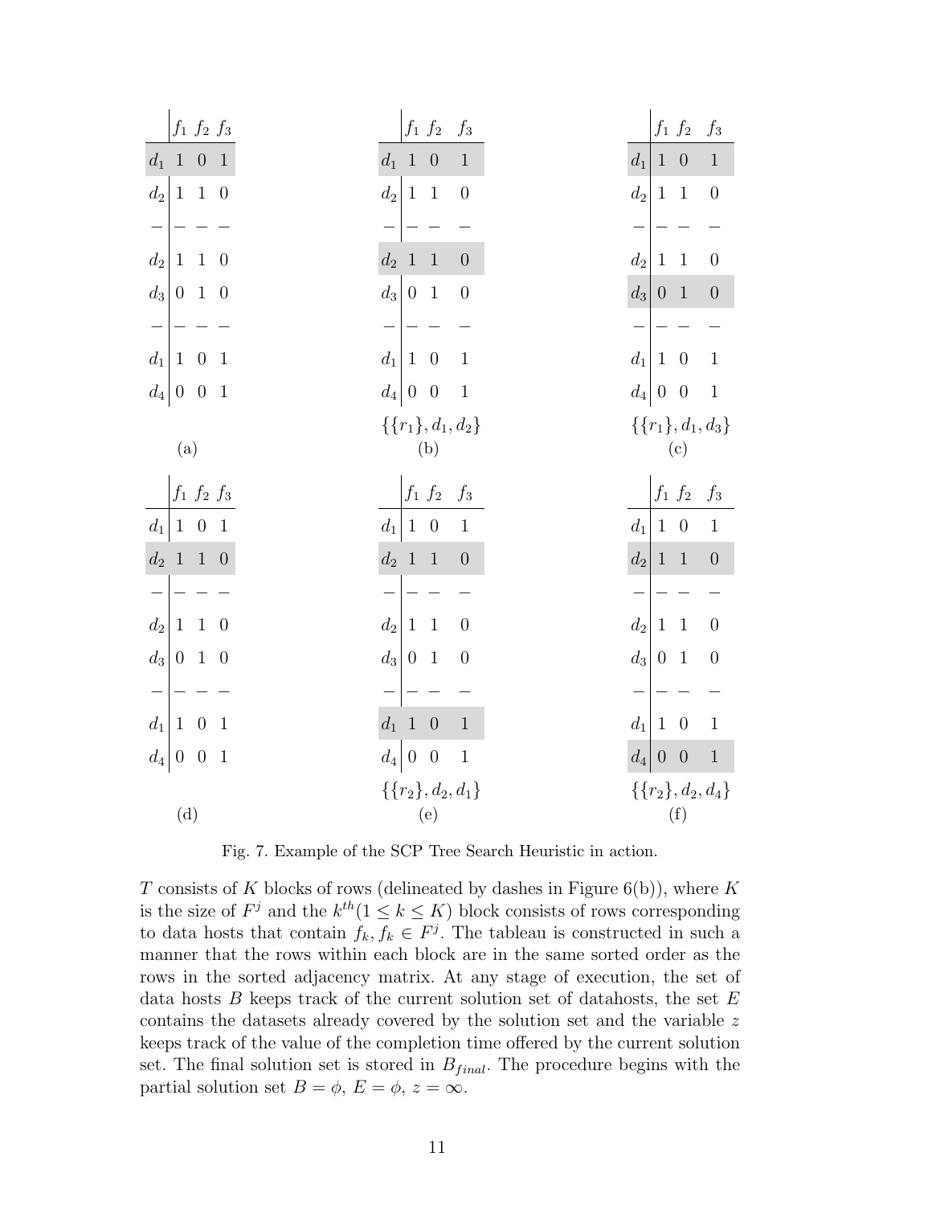| | $f_1$ | $f_2$ | $f_3$ |
|---|---|---|---|
| $d_1$ | 1 | 0 | 1 |
| $d_2$ | 1 | 1 | 0 |
| $-$ | $-$ | $-$ | $-$ |
| $d_2$ | 1 | 1 | 0 |
| $d_3$ | 0 | 1 | 0 |
| $-$ | $-$ | $-$ | $-$ |
| $d_1$ | 1 | 0 | 1 |
| $d_4$ | 0 | 0 | 1 |

(a)

| | $f_1$ | $f_2$ | $f_3$ |
|---|---|---|---|
| $d_1$ | 1 | 0 | 1 |
| $d_2$ | 1 | 1 | 0 |
| $-$ | $-$ | $-$ | $-$ |
| $d_2$ | 1 | 1 | 0 |
| $d_3$ | 0 | 1 | 0 |
| $-$ | $-$ | $-$ | $-$ |
| $d_1$ | 1 | 0 | 1 |
| $d_4$ | 0 | 0 | 1 |

$\{\{r_1\}, d_1, d_2\}$

(b)

| | $f_1$ | $f_2$ | $f_3$ |
|---|---|---|---|
| $d_1$ | 1 | 0 | 1 |
| $d_2$ | 1 | 1 | 0 |
| $-$ | $-$ | $-$ | $-$ |
| $d_2$ | 1 | 1 | 0 |
| $d_3$ | 0 | 1 | 0 |
| $-$ | $-$ | $-$ | $-$ |
| $d_1$ | 1 | 0 | 1 |
| $d_4$ | 0 | 0 | 1 |

$\{\{r_1\}, d_1, d_3\}$

(c)

| | $f_1$ | $f_2$ | $f_3$ |
|---|---|---|---|
| $d_1$ | 1 | 0 | 1 |
| $d_2$ | 1 | 1 | 0 |
| $-$ | $-$ | $-$ | $-$ |
| $d_2$ | 1 | 1 | 0 |
| $d_3$ | 0 | 1 | 0 |
| $-$ | $-$ | $-$ | $-$ |
| $d_1$ | 1 | 0 | 1 |
| $d_4$ | 0 | 0 | 1 |

(d)

| | $f_1$ | $f_2$ | $f_3$ |
|---|---|---|---|
| $d_1$ | 1 | 0 | 1 |
| $d_2$ | 1 | 1 | 0 |
| $-$ | $-$ | $-$ | $-$ |
| $d_2$ | 1 | 1 | 0 |
| $d_3$ | 0 | 1 | 0 |
| $-$ | $-$ | $-$ | $-$ |
| $d_1$ | 1 | 0 | 1 |
| $d_4$ | 0 | 0 | 1 |

$\{\{r_2\}, d_2, d_1\}$

(e)

| | $f_1$ | $f_2$ | $f_3$ |
|---|---|---|---|
| $d_1$ | 1 | 0 | 1 |
| $d_2$ | 1 | 1 | 0 |
| $-$ | $-$ | $-$ | $-$ |
| $d_2$ | 1 | 1 | 0 |
| $d_3$ | 0 | 1 | 0 |
| $-$ | $-$ | $-$ | $-$ |
| $d_1$ | 1 | 0 | 1 |
| $d_4$ | 0 | 0 | 1 |

$\{\{r_2\}, d_2, d_4\}$

(f)

Fig. 7. Example of the SCP Tree Search Heuristic in action.

$T$ consists of $K$ blocks of rows (delineated by dashes in Figure 6(b)), where $K$ is the size of $F^j$ and the $k^{th}(1 \leq k \leq K)$ block consists of rows corresponding to data hosts that contain $f_k, f_k \in F^j$. The tableau is constructed in such a manner that the rows within each block are in the same sorted order as the rows in the sorted adjacency matrix. At any stage of execution, the set of data hosts $B$ keeps track of the current solution set of datahosts, the set $E$ contains the datasets already covered by the solution set and the variable $z$ keeps track of the value of the completion time offered by the current solution set. The final solution set is stored in $B_{final}$. The procedure begins with the partial solution set $B = \phi$, $E = \phi$, $z = \infty$.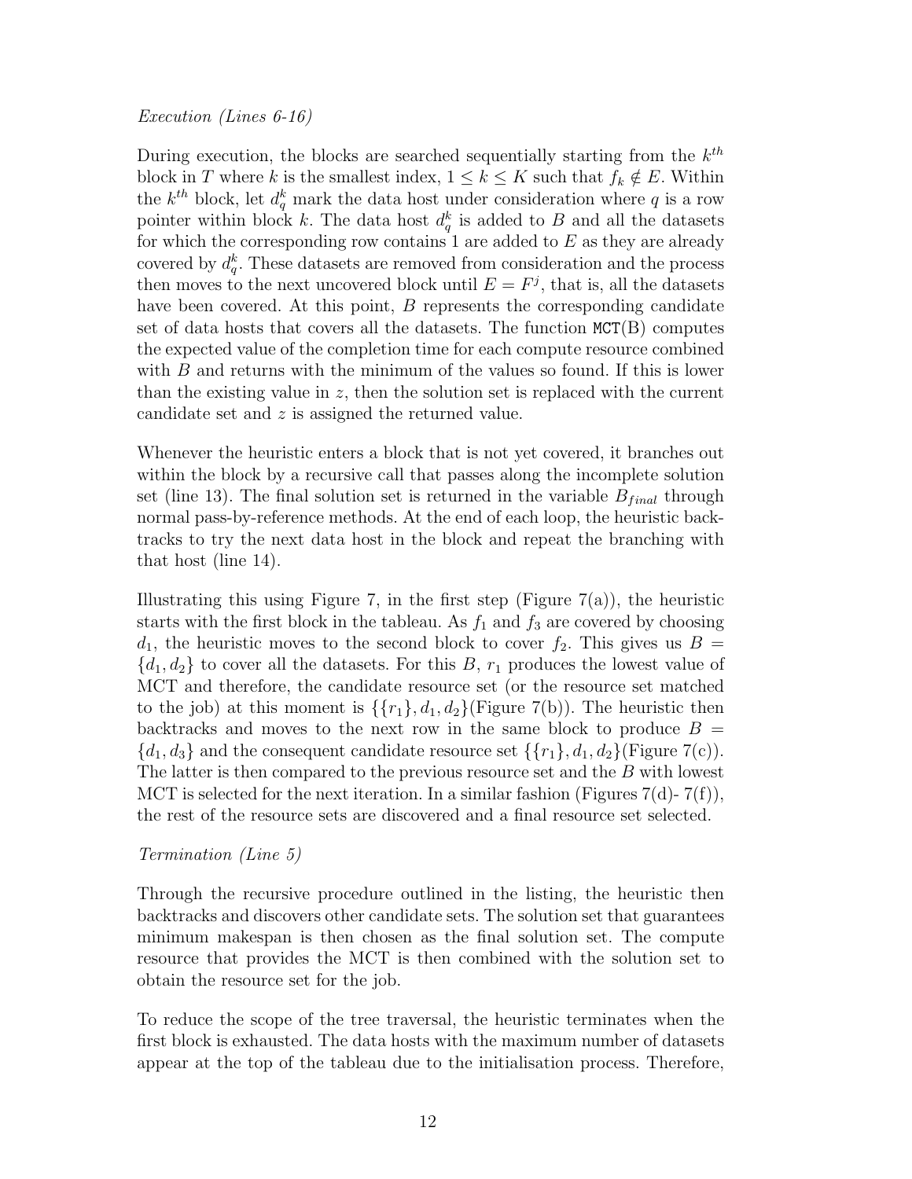*Execution (Lines 6-16)*

During execution, the blocks are searched sequentially starting from the $k^{th}$ block in $T$ where $k$ is the smallest index, $1 \leq k \leq K$ such that $f_k \notin E$. Within the $k^{th}$ block, let $d_q^k$ mark the data host under consideration where $q$ is a row pointer within block $k$. The data host $d_q^k$ is added to $B$ and all the datasets for which the corresponding row contains 1 are added to $E$ as they are already covered by $d_q^k$. These datasets are removed from consideration and the process then moves to the next uncovered block until $E = F^j$, that is, all the datasets have been covered. At this point, $B$ represents the corresponding candidate set of data hosts that covers all the datasets. The function `MCT(B)` computes the expected value of the completion time for each compute resource combined with $B$ and returns with the minimum of the values so found. If this is lower than the existing value in $z$, then the solution set is replaced with the current candidate set and $z$ is assigned the returned value.

Whenever the heuristic enters a block that is not yet covered, it branches out within the block by a recursive call that passes along the incomplete solution set (line 13). The final solution set is returned in the variable $B_{final}$ through normal pass-by-reference methods. At the end of each loop, the heuristic backtracks to try the next data host in the block and repeat the branching with that host (line 14).

Illustrating this using Figure 7, in the first step (Figure 7(a)), the heuristic starts with the first block in the tableau. As $f_1$ and $f_3$ are covered by choosing $d_1$, the heuristic moves to the second block to cover $f_2$. This gives us $B = \{d_1, d_2\}$ to cover all the datasets. For this $B$, $r_1$ produces the lowest value of MCT and therefore, the candidate resource set (or the resource set matched to the job) at this moment is $\{\{r_1\}, d_1, d_2\}$(Figure 7(b)). The heuristic then backtracks and moves to the next row in the same block to produce $B = \{d_1, d_3\}$ and the consequent candidate resource set $\{\{r_1\}, d_1, d_2\}$(Figure 7(c)). The latter is then compared to the previous resource set and the $B$ with lowest MCT is selected for the next iteration. In a similar fashion (Figures 7(d)- 7(f)), the rest of the resource sets are discovered and a final resource set selected.

*Termination (Line 5)*

Through the recursive procedure outlined in the listing, the heuristic then backtracks and discovers other candidate sets. The solution set that guarantees minimum makespan is then chosen as the final solution set. The compute resource that provides the MCT is then combined with the solution set to obtain the resource set for the job.

To reduce the scope of the tree traversal, the heuristic terminates when the first block is exhausted. The data hosts with the maximum number of datasets appear at the top of the tableau due to the initialisation process. Therefore,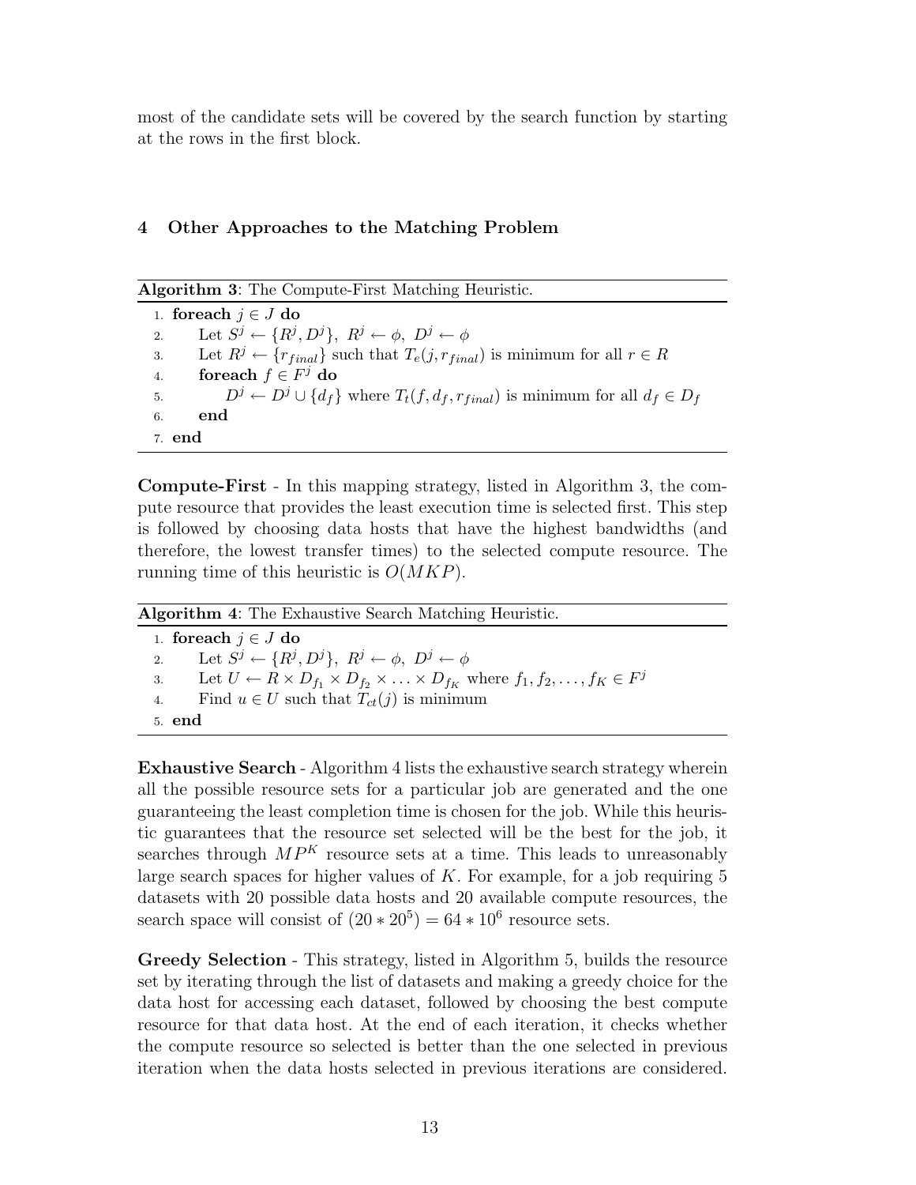most of the candidate sets will be covered by the search function by starting at the rows in the first block.

## 4 Other Approaches to the Matching Problem

**Algorithm 3**: The Compute-First Matching Heuristic.

```
1. foreach j ∈ J do
2.     Let S^j ← {R^j, D^j}, R^j ← φ, D^j ← φ
3.     Let R^j ← {r_final} such that T_e(j, r_final) is minimum for all r ∈ R
4.     foreach f ∈ F^j do
5.         D^j ← D^j ∪ {d_f} where T_t(f, d_f, r_final) is minimum for all d_f ∈ D_f
6.     end
7. end
```

**Compute-First** - In this mapping strategy, listed in Algorithm 3, the compute resource that provides the least execution time is selected first. This step is followed by choosing data hosts that have the highest bandwidths (and therefore, the lowest transfer times) to the selected compute resource. The running time of this heuristic is $O(MKP)$.

**Algorithm 4**: The Exhaustive Search Matching Heuristic.

```
1. foreach j ∈ J do
2.     Let S^j ← {R^j, D^j}, R^j ← φ, D^j ← φ
3.     Let U ← R × D_f1 × D_f2 × ... × D_fK where f1, f2, ..., fK ∈ F^j
4.     Find u ∈ U such that T_ct(j) is minimum
5. end
```

**Exhaustive Search** - Algorithm 4 lists the exhaustive search strategy wherein all the possible resource sets for a particular job are generated and the one guaranteeing the least completion time is chosen for the job. While this heuristic guarantees that the resource set selected will be the best for the job, it searches through $MP^K$ resource sets at a time. This leads to unreasonably large search spaces for higher values of $K$. For example, for a job requiring 5 datasets with 20 possible data hosts and 20 available compute resources, the search space will consist of $(20 * 20^5) = 64 * 10^6$ resource sets.

**Greedy Selection** - This strategy, listed in Algorithm 5, builds the resource set by iterating through the list of datasets and making a greedy choice for the data host for accessing each dataset, followed by choosing the best compute resource for that data host. At the end of each iteration, it checks whether the compute resource so selected is better than the one selected in previous iteration when the data hosts selected in previous iterations are considered.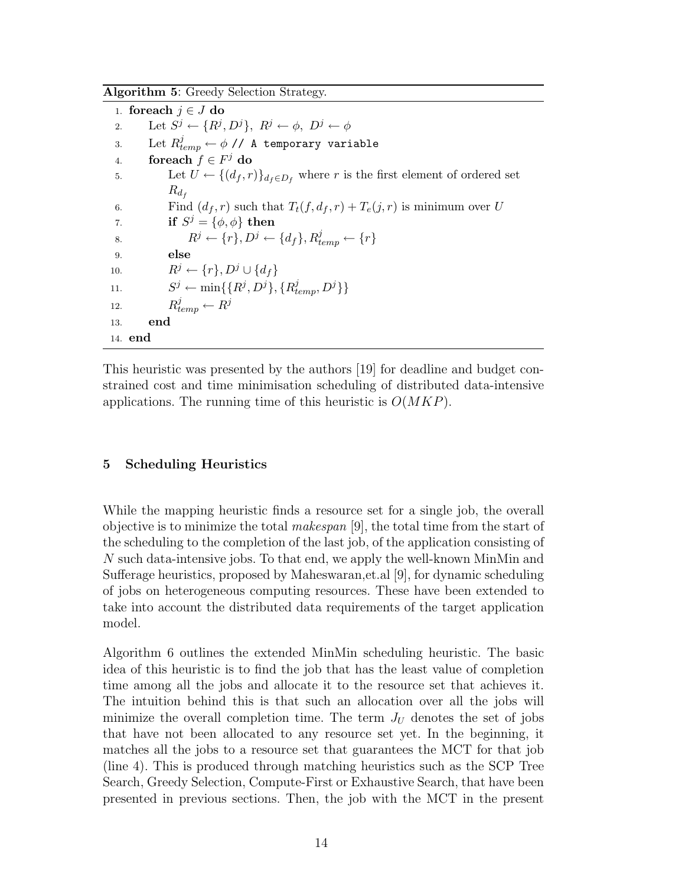**Algorithm 5**: Greedy Selection Strategy.

```
1.  foreach j ∈ J do
2.      Let S^j ← {R^j, D^j},  R^j ← φ,  D^j ← φ
3.      Let R^j_temp ← φ // A temporary variable
4.      foreach f ∈ F^j do
5.          Let U ← {(d_f, r)}_{d_f ∈ D_f} where r is the first element of ordered set
            R_{d_f}
6.          Find (d_f, r) such that T_t(f, d_f, r) + T_e(j, r) is minimum over U
7.          if S^j = {φ, φ} then
8.              R^j ← {r}, D^j ← {d_f}, R^j_temp ← {r}
9.          else
10.         R^j ← {r}, D^j ∪ {d_f}
11.         S^j ← min{{R^j, D^j}, {R^j_temp, D^j}}
12.         R^j_temp ← R^j
13.     end
14. end
```

This heuristic was presented by the authors [19] for deadline and budget constrained cost and time minimisation scheduling of distributed data-intensive applications. The running time of this heuristic is $O(MKP)$.

## 5 Scheduling Heuristics

While the mapping heuristic finds a resource set for a single job, the overall objective is to minimize the total *makespan* [9], the total time from the start of the scheduling to the completion of the last job, of the application consisting of $N$ such data-intensive jobs. To that end, we apply the well-known MinMin and Sufferage heuristics, proposed by Maheswaran,et.al [9], for dynamic scheduling of jobs on heterogeneous computing resources. These have been extended to take into account the distributed data requirements of the target application model.

Algorithm 6 outlines the extended MinMin scheduling heuristic. The basic idea of this heuristic is to find the job that has the least value of completion time among all the jobs and allocate it to the resource set that achieves it. The intuition behind this is that such an allocation over all the jobs will minimize the overall completion time. The term $J_U$ denotes the set of jobs that have not been allocated to any resource set yet. In the beginning, it matches all the jobs to a resource set that guarantees the MCT for that job (line 4). This is produced through matching heuristics such as the SCP Tree Search, Greedy Selection, Compute-First or Exhaustive Search, that have been presented in previous sections. Then, the job with the MCT in the present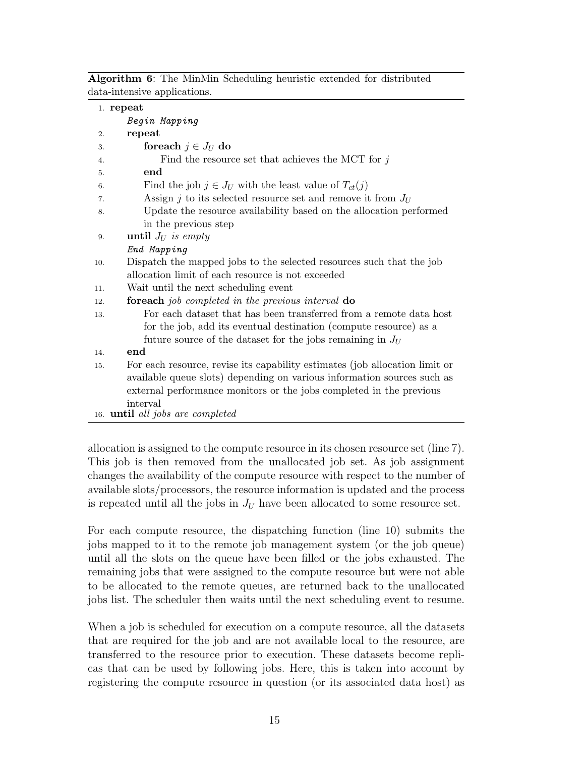**Algorithm 6**: The MinMin Scheduling heuristic extended for distributed data-intensive applications.

```
1.  repeat
        Begin Mapping
2.      repeat
3.          foreach j ∈ J_U do
4.              Find the resource set that achieves the MCT for j
5.          end
6.          Find the job j ∈ J_U with the least value of T_ct(j)
7.          Assign j to its selected resource set and remove it from J_U
8.          Update the resource availability based on the allocation performed
            in the previous step
9.      until J_U is empty
        End Mapping
10.     Dispatch the mapped jobs to the selected resources such that the job
        allocation limit of each resource is not exceeded
11.     Wait until the next scheduling event
12.     foreach job completed in the previous interval do
13.         For each dataset that has been transferred from a remote data host
            for the job, add its eventual destination (compute resource) as a
            future source of the dataset for the jobs remaining in J_U
14.     end
15.     For each resource, revise its capability estimates (job allocation limit or
        available queue slots) depending on various information sources such as
        external performance monitors or the jobs completed in the previous
        interval
16. until all jobs are completed
```

allocation is assigned to the compute resource in its chosen resource set (line 7). This job is then removed from the unallocated job set. As job assignment changes the availability of the compute resource with respect to the number of available slots/processors, the resource information is updated and the process is repeated until all the jobs in $J_U$ have been allocated to some resource set.

For each compute resource, the dispatching function (line 10) submits the jobs mapped to it to the remote job management system (or the job queue) until all the slots on the queue have been filled or the jobs exhausted. The remaining jobs that were assigned to the compute resource but were not able to be allocated to the remote queues, are returned back to the unallocated jobs list. The scheduler then waits until the next scheduling event to resume.

When a job is scheduled for execution on a compute resource, all the datasets that are required for the job and are not available local to the resource, are transferred to the resource prior to execution. These datasets become replicas that can be used by following jobs. Here, this is taken into account by registering the compute resource in question (or its associated data host) as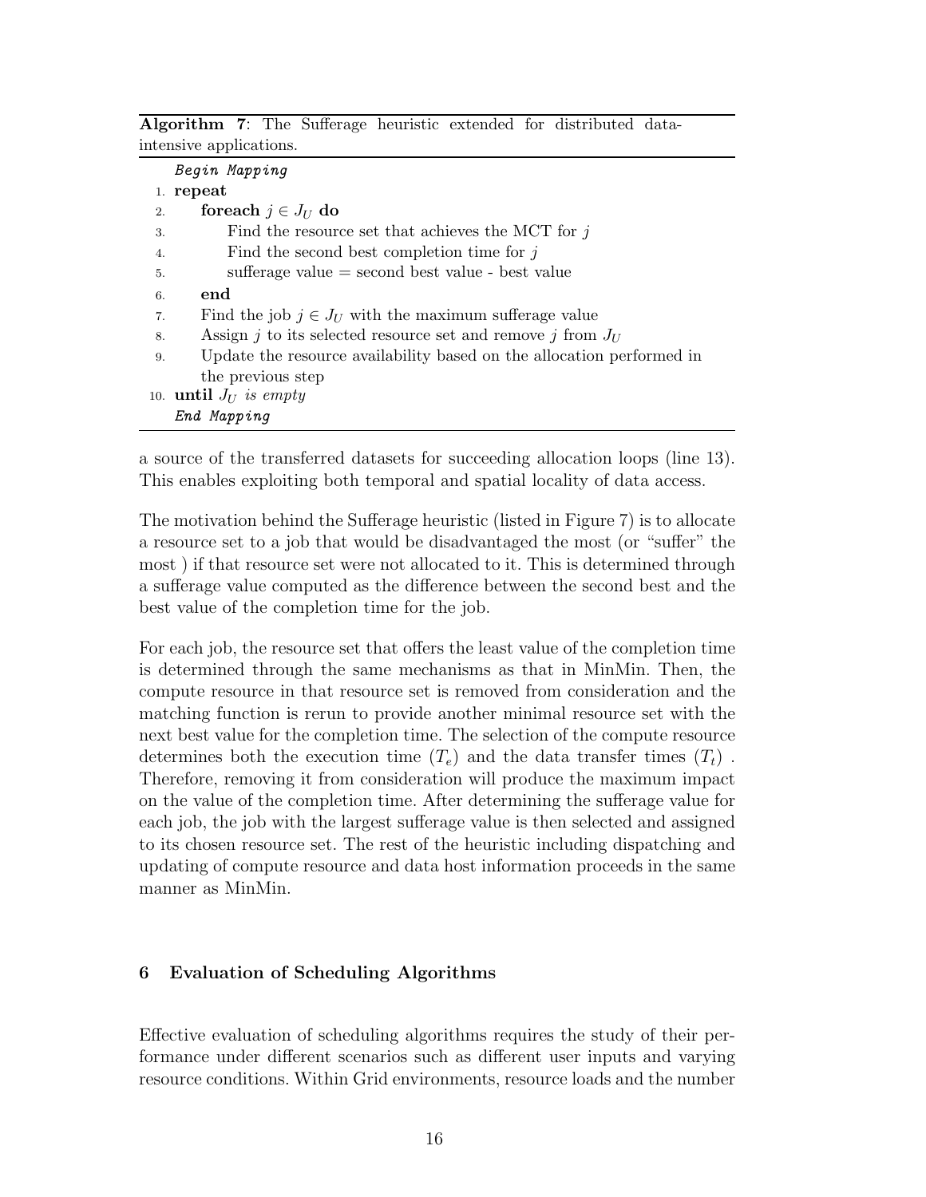**Algorithm 7**: The Sufferage heuristic extended for distributed data-intensive applications.

```
   Begin Mapping
1. repeat
2.     foreach j ∈ J_U do
3.         Find the resource set that achieves the MCT for j
4.         Find the second best completion time for j
5.         sufferage value = second best value - best value
6.     end
7.     Find the job j ∈ J_U with the maximum sufferage value
8.     Assign j to its selected resource set and remove j from J_U
9.     Update the resource availability based on the allocation performed in
       the previous step
10. until J_U is empty
   End Mapping
```

a source of the transferred datasets for succeeding allocation loops (line 13). This enables exploiting both temporal and spatial locality of data access.

The motivation behind the Sufferage heuristic (listed in Figure 7) is to allocate a resource set to a job that would be disadvantaged the most (or "suffer" the most ) if that resource set were not allocated to it. This is determined through a sufferage value computed as the difference between the second best and the best value of the completion time for the job.

For each job, the resource set that offers the least value of the completion time is determined through the same mechanisms as that in MinMin. Then, the compute resource in that resource set is removed from consideration and the matching function is rerun to provide another minimal resource set with the next best value for the completion time. The selection of the compute resource determines both the execution time ($T_e$) and the data transfer times ($T_t$) . Therefore, removing it from consideration will produce the maximum impact on the value of the completion time. After determining the sufferage value for each job, the job with the largest sufferage value is then selected and assigned to its chosen resource set. The rest of the heuristic including dispatching and updating of compute resource and data host information proceeds in the same manner as MinMin.

## 6 Evaluation of Scheduling Algorithms

Effective evaluation of scheduling algorithms requires the study of their performance under different scenarios such as different user inputs and varying resource conditions. Within Grid environments, resource loads and the number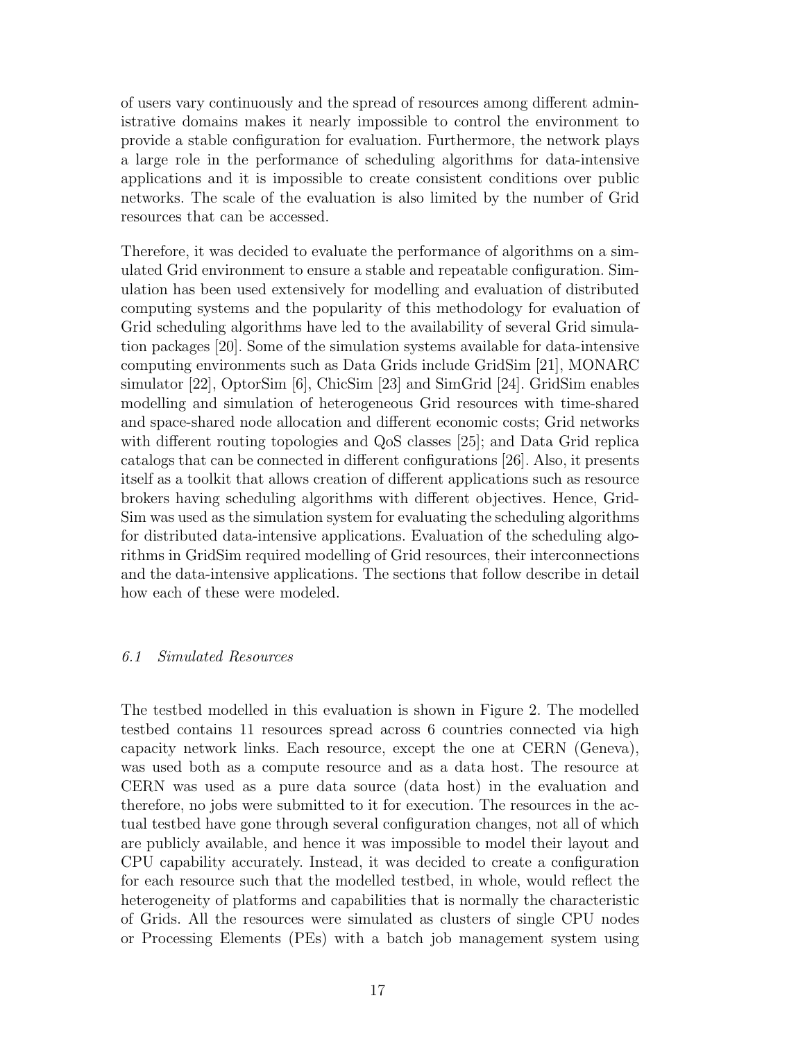of users vary continuously and the spread of resources among different administrative domains makes it nearly impossible to control the environment to provide a stable configuration for evaluation. Furthermore, the network plays a large role in the performance of scheduling algorithms for data-intensive applications and it is impossible to create consistent conditions over public networks. The scale of the evaluation is also limited by the number of Grid resources that can be accessed.

Therefore, it was decided to evaluate the performance of algorithms on a simulated Grid environment to ensure a stable and repeatable configuration. Simulation has been used extensively for modelling and evaluation of distributed computing systems and the popularity of this methodology for evaluation of Grid scheduling algorithms have led to the availability of several Grid simulation packages [20]. Some of the simulation systems available for data-intensive computing environments such as Data Grids include GridSim [21], MONARC simulator [22], OptorSim [6], ChicSim [23] and SimGrid [24]. GridSim enables modelling and simulation of heterogeneous Grid resources with time-shared and space-shared node allocation and different economic costs; Grid networks with different routing topologies and QoS classes [25]; and Data Grid replica catalogs that can be connected in different configurations [26]. Also, it presents itself as a toolkit that allows creation of different applications such as resource brokers having scheduling algorithms with different objectives. Hence, GridSim was used as the simulation system for evaluating the scheduling algorithms for distributed data-intensive applications. Evaluation of the scheduling algorithms in GridSim required modelling of Grid resources, their interconnections and the data-intensive applications. The sections that follow describe in detail how each of these were modeled.

### *6.1 Simulated Resources*

The testbed modelled in this evaluation is shown in Figure 2. The modelled testbed contains 11 resources spread across 6 countries connected via high capacity network links. Each resource, except the one at CERN (Geneva), was used both as a compute resource and as a data host. The resource at CERN was used as a pure data source (data host) in the evaluation and therefore, no jobs were submitted to it for execution. The resources in the actual testbed have gone through several configuration changes, not all of which are publicly available, and hence it was impossible to model their layout and CPU capability accurately. Instead, it was decided to create a configuration for each resource such that the modelled testbed, in whole, would reflect the heterogeneity of platforms and capabilities that is normally the characteristic of Grids. All the resources were simulated as clusters of single CPU nodes or Processing Elements (PEs) with a batch job management system using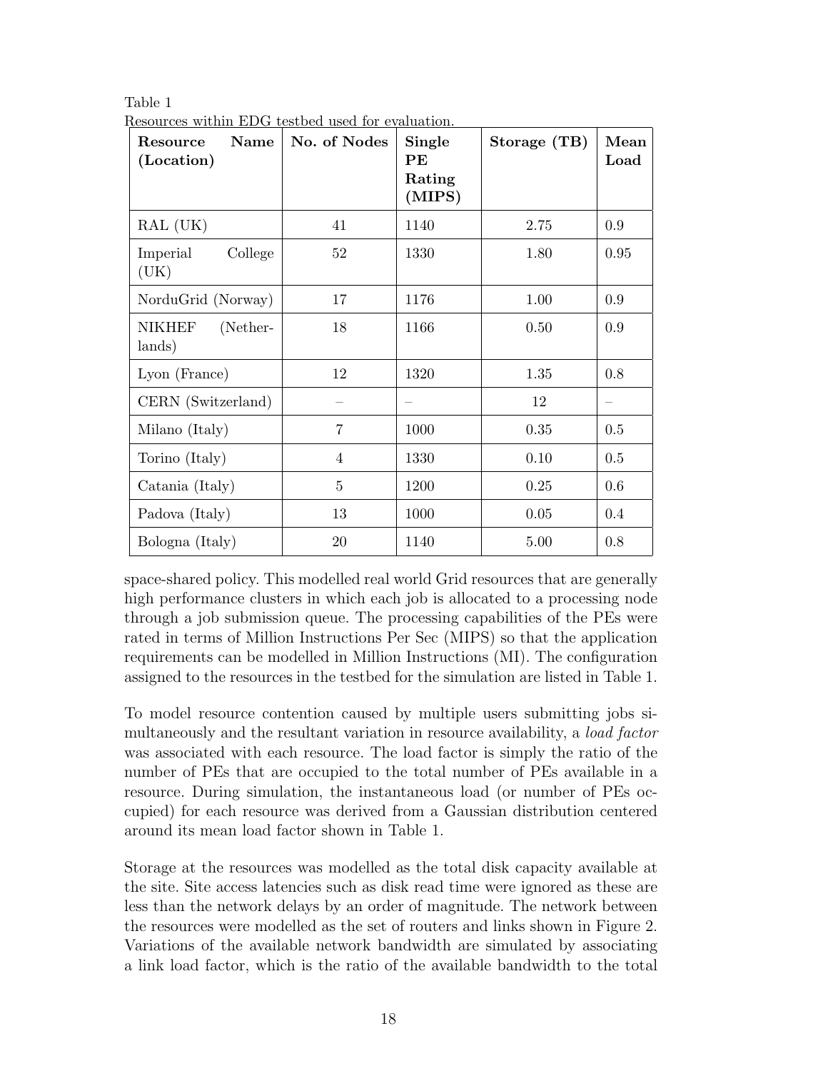Table 1
Resources within EDG testbed used for evaluation.

| **Resource Name (Location)** | **No. of Nodes** | **Single PE Rating (MIPS)** | **Storage (TB)** | **Mean Load** |
|---|---|---|---|---|
| RAL (UK) | 41 | 1140 | 2.75 | 0.9 |
| Imperial College (UK) | 52 | 1330 | 1.80 | 0.95 |
| NorduGrid (Norway) | 17 | 1176 | 1.00 | 0.9 |
| NIKHEF (Netherlands) | 18 | 1166 | 0.50 | 0.9 |
| Lyon (France) | 12 | 1320 | 1.35 | 0.8 |
| CERN (Switzerland) | – | – | 12 | – |
| Milano (Italy) | 7 | 1000 | 0.35 | 0.5 |
| Torino (Italy) | 4 | 1330 | 0.10 | 0.5 |
| Catania (Italy) | 5 | 1200 | 0.25 | 0.6 |
| Padova (Italy) | 13 | 1000 | 0.05 | 0.4 |
| Bologna (Italy) | 20 | 1140 | 5.00 | 0.8 |

space-shared policy. This modelled real world Grid resources that are generally high performance clusters in which each job is allocated to a processing node through a job submission queue. The processing capabilities of the PEs were rated in terms of Million Instructions Per Sec (MIPS) so that the application requirements can be modelled in Million Instructions (MI). The configuration assigned to the resources in the testbed for the simulation are listed in Table 1.

To model resource contention caused by multiple users submitting jobs simultaneously and the resultant variation in resource availability, a *load factor* was associated with each resource. The load factor is simply the ratio of the number of PEs that are occupied to the total number of PEs available in a resource. During simulation, the instantaneous load (or number of PEs occupied) for each resource was derived from a Gaussian distribution centered around its mean load factor shown in Table 1.

Storage at the resources was modelled as the total disk capacity available at the site. Site access latencies such as disk read time were ignored as these are less than the network delays by an order of magnitude. The network between the resources were modelled as the set of routers and links shown in Figure 2. Variations of the available network bandwidth are simulated by associating a link load factor, which is the ratio of the available bandwidth to the total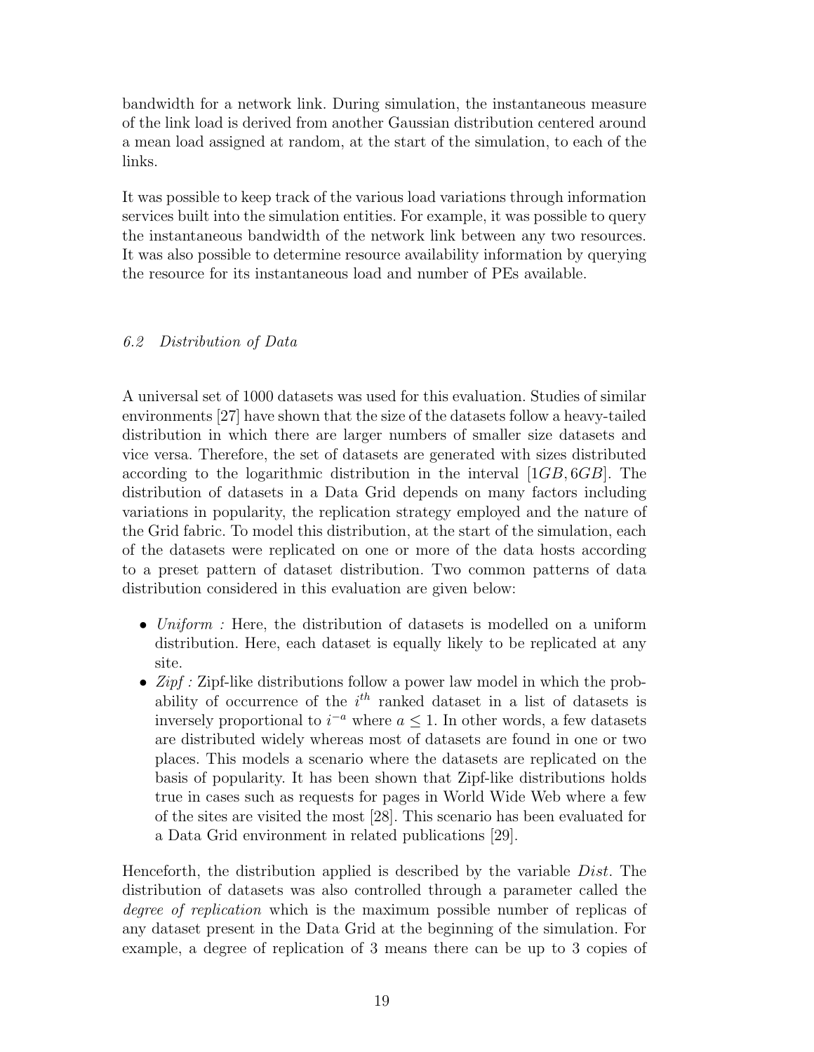bandwidth for a network link. During simulation, the instantaneous measure of the link load is derived from another Gaussian distribution centered around a mean load assigned at random, at the start of the simulation, to each of the links.

It was possible to keep track of the various load variations through information services built into the simulation entities. For example, it was possible to query the instantaneous bandwidth of the network link between any two resources. It was also possible to determine resource availability information by querying the resource for its instantaneous load and number of PEs available.

### *6.2 Distribution of Data*

A universal set of 1000 datasets was used for this evaluation. Studies of similar environments [27] have shown that the size of the datasets follow a heavy-tailed distribution in which there are larger numbers of smaller size datasets and vice versa. Therefore, the set of datasets are generated with sizes distributed according to the logarithmic distribution in the interval $[1GB, 6GB]$. The distribution of datasets in a Data Grid depends on many factors including variations in popularity, the replication strategy employed and the nature of the Grid fabric. To model this distribution, at the start of the simulation, each of the datasets were replicated on one or more of the data hosts according to a preset pattern of dataset distribution. Two common patterns of data distribution considered in this evaluation are given below:

- *Uniform :* Here, the distribution of datasets is modelled on a uniform distribution. Here, each dataset is equally likely to be replicated at any site.
- *Zipf :* Zipf-like distributions follow a power law model in which the probability of occurrence of the $i^{th}$ ranked dataset in a list of datasets is inversely proportional to $i^{-a}$ where $a \leq 1$. In other words, a few datasets are distributed widely whereas most of datasets are found in one or two places. This models a scenario where the datasets are replicated on the basis of popularity. It has been shown that Zipf-like distributions holds true in cases such as requests for pages in World Wide Web where a few of the sites are visited the most [28]. This scenario has been evaluated for a Data Grid environment in related publications [29].

Henceforth, the distribution applied is described by the variable $Dist$. The distribution of datasets was also controlled through a parameter called the *degree of replication* which is the maximum possible number of replicas of any dataset present in the Data Grid at the beginning of the simulation. For example, a degree of replication of 3 means there can be up to 3 copies of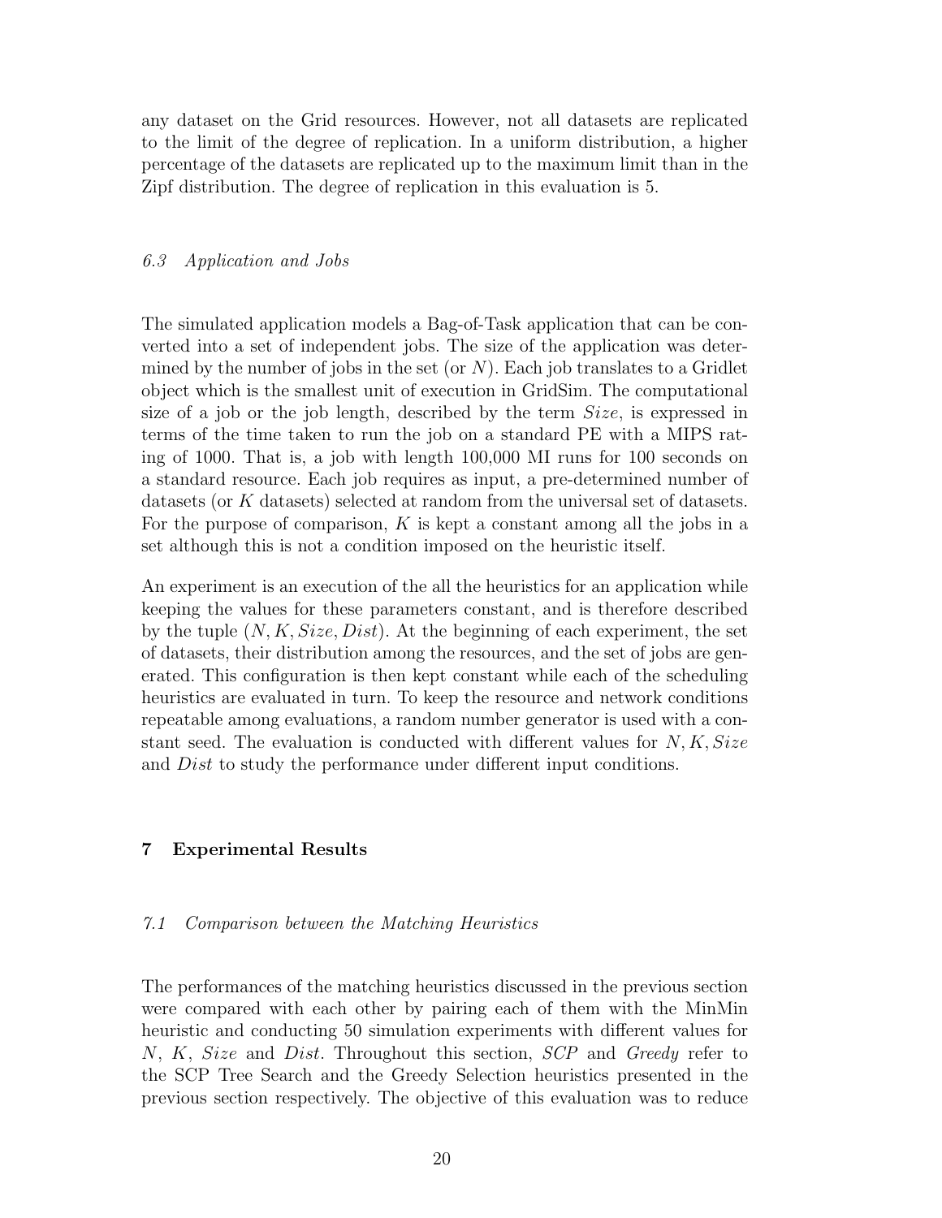any dataset on the Grid resources. However, not all datasets are replicated to the limit of the degree of replication. In a uniform distribution, a higher percentage of the datasets are replicated up to the maximum limit than in the Zipf distribution. The degree of replication in this evaluation is 5.

### *6.3 Application and Jobs*

The simulated application models a Bag-of-Task application that can be converted into a set of independent jobs. The size of the application was determined by the number of jobs in the set (or $N$). Each job translates to a Gridlet object which is the smallest unit of execution in GridSim. The computational size of a job or the job length, described by the term $Size$, is expressed in terms of the time taken to run the job on a standard PE with a MIPS rating of 1000. That is, a job with length 100,000 MI runs for 100 seconds on a standard resource. Each job requires as input, a pre-determined number of datasets (or $K$ datasets) selected at random from the universal set of datasets. For the purpose of comparison, $K$ is kept a constant among all the jobs in a set although this is not a condition imposed on the heuristic itself.

An experiment is an execution of the all the heuristics for an application while keeping the values for these parameters constant, and is therefore described by the tuple $(N, K, Size, Dist)$. At the beginning of each experiment, the set of datasets, their distribution among the resources, and the set of jobs are generated. This configuration is then kept constant while each of the scheduling heuristics are evaluated in turn. To keep the resource and network conditions repeatable among evaluations, a random number generator is used with a constant seed. The evaluation is conducted with different values for $N, K, Size$ and $Dist$ to study the performance under different input conditions.

## 7 Experimental Results

### *7.1 Comparison between the Matching Heuristics*

The performances of the matching heuristics discussed in the previous section were compared with each other by pairing each of them with the MinMin heuristic and conducting 50 simulation experiments with different values for $N$, $K$, $Size$ and $Dist$. Throughout this section, *SCP* and *Greedy* refer to the SCP Tree Search and the Greedy Selection heuristics presented in the previous section respectively. The objective of this evaluation was to reduce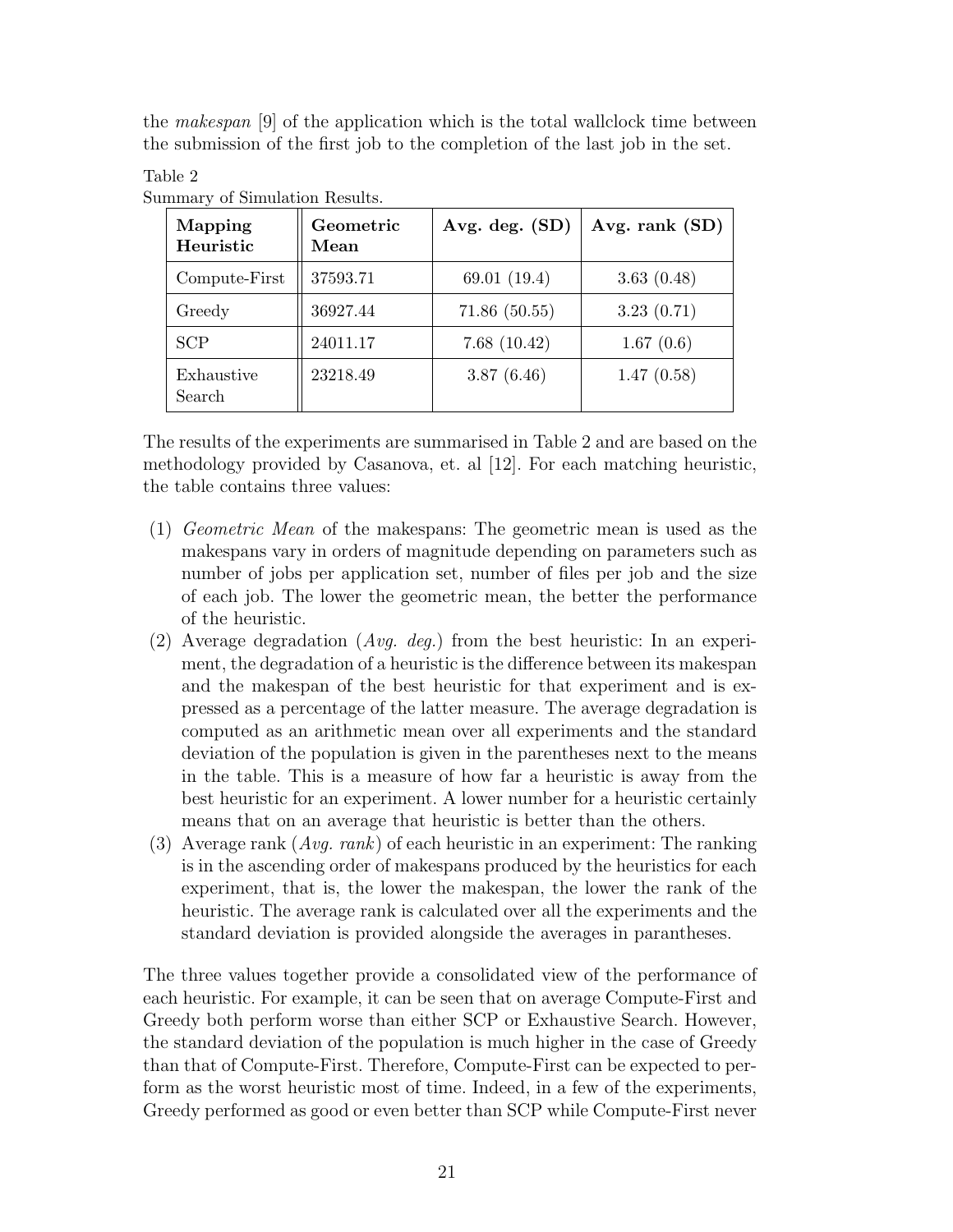the *makespan* [9] of the application which is the total wallclock time between the submission of the first job to the completion of the last job in the set.

Table 2

Summary of Simulation Results.

| **Mapping Heuristic** | **Geometric Mean** | **Avg. deg. (SD)** | **Avg. rank (SD)** |
|---|---|---|---|
| Compute-First | 37593.71 | 69.01 (19.4) | 3.63 (0.48) |
| Greedy | 36927.44 | 71.86 (50.55) | 3.23 (0.71) |
| SCP | 24011.17 | 7.68 (10.42) | 1.67 (0.6) |
| Exhaustive Search | 23218.49 | 3.87 (6.46) | 1.47 (0.58) |

The results of the experiments are summarised in Table 2 and are based on the methodology provided by Casanova, et. al [12]. For each matching heuristic, the table contains three values:

(1) *Geometric Mean* of the makespans: The geometric mean is used as the makespans vary in orders of magnitude depending on parameters such as number of jobs per application set, number of files per job and the size of each job. The lower the geometric mean, the better the performance of the heuristic.

(2) Average degradation (*Avg. deg.*) from the best heuristic: In an experiment, the degradation of a heuristic is the difference between its makespan and the makespan of the best heuristic for that experiment and is expressed as a percentage of the latter measure. The average degradation is computed as an arithmetic mean over all experiments and the standard deviation of the population is given in the parentheses next to the means in the table. This is a measure of how far a heuristic is away from the best heuristic for an experiment. A lower number for a heuristic certainly means that on an average that heuristic is better than the others.

(3) Average rank (*Avg. rank*) of each heuristic in an experiment: The ranking is in the ascending order of makespans produced by the heuristics for each experiment, that is, the lower the makespan, the lower the rank of the heuristic. The average rank is calculated over all the experiments and the standard deviation is provided alongside the averages in parantheses.

The three values together provide a consolidated view of the performance of each heuristic. For example, it can be seen that on average Compute-First and Greedy both perform worse than either SCP or Exhaustive Search. However, the standard deviation of the population is much higher in the case of Greedy than that of Compute-First. Therefore, Compute-First can be expected to perform as the worst heuristic most of time. Indeed, in a few of the experiments, Greedy performed as good or even better than SCP while Compute-First never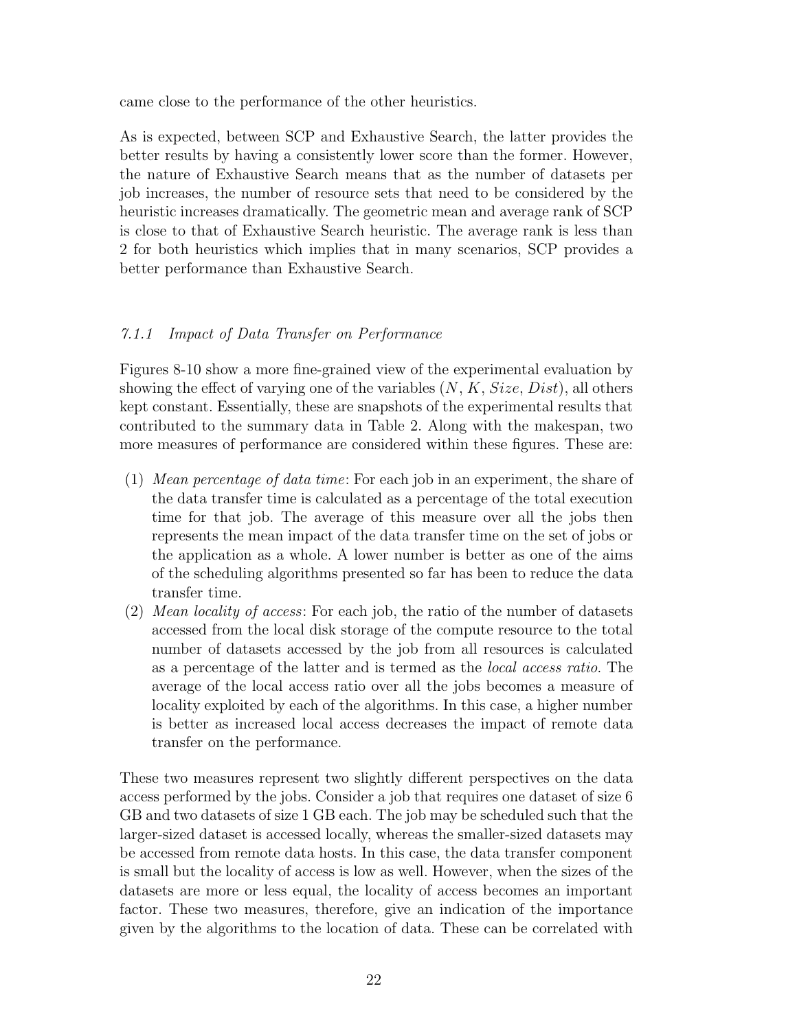came close to the performance of the other heuristics.

As is expected, between SCP and Exhaustive Search, the latter provides the better results by having a consistently lower score than the former. However, the nature of Exhaustive Search means that as the number of datasets per job increases, the number of resource sets that need to be considered by the heuristic increases dramatically. The geometric mean and average rank of SCP is close to that of Exhaustive Search heuristic. The average rank is less than 2 for both heuristics which implies that in many scenarios, SCP provides a better performance than Exhaustive Search.

### *7.1.1 Impact of Data Transfer on Performance*

Figures 8-10 show a more fine-grained view of the experimental evaluation by showing the effect of varying one of the variables ($N$, $K$, $Size$, $Dist$), all others kept constant. Essentially, these are snapshots of the experimental results that contributed to the summary data in Table 2. Along with the makespan, two more measures of performance are considered within these figures. These are:

(1) *Mean percentage of data time*: For each job in an experiment, the share of the data transfer time is calculated as a percentage of the total execution time for that job. The average of this measure over all the jobs then represents the mean impact of the data transfer time on the set of jobs or the application as a whole. A lower number is better as one of the aims of the scheduling algorithms presented so far has been to reduce the data transfer time.

(2) *Mean locality of access*: For each job, the ratio of the number of datasets accessed from the local disk storage of the compute resource to the total number of datasets accessed by the job from all resources is calculated as a percentage of the latter and is termed as the *local access ratio*. The average of the local access ratio over all the jobs becomes a measure of locality exploited by each of the algorithms. In this case, a higher number is better as increased local access decreases the impact of remote data transfer on the performance.

These two measures represent two slightly different perspectives on the data access performed by the jobs. Consider a job that requires one dataset of size 6 GB and two datasets of size 1 GB each. The job may be scheduled such that the larger-sized dataset is accessed locally, whereas the smaller-sized datasets may be accessed from remote data hosts. In this case, the data transfer component is small but the locality of access is low as well. However, when the sizes of the datasets are more or less equal, the locality of access becomes an important factor. These two measures, therefore, give an indication of the importance given by the algorithms to the location of data. These can be correlated with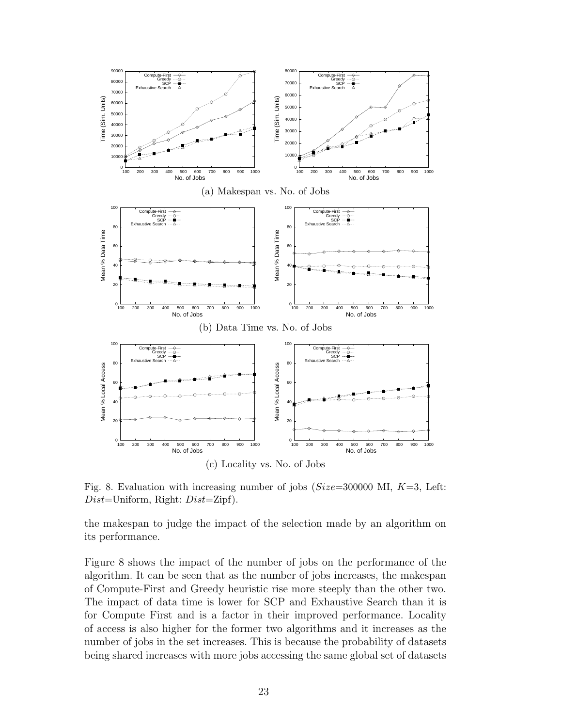(a) Makespan vs. No. of Jobs

(b) Data Time vs. No. of Jobs

(c) Locality vs. No. of Jobs

Fig. 8. Evaluation with increasing number of jobs ($Size$=300000 MI, $K$=3, Left: $Dist$=Uniform, Right: $Dist$=Zipf).

the makespan to judge the impact of the selection made by an algorithm on its performance.

Figure 8 shows the impact of the number of jobs on the performance of the algorithm. It can be seen that as the number of jobs increases, the makespan of Compute-First and Greedy heuristic rise more steeply than the other two. The impact of data time is lower for SCP and Exhaustive Search than it is for Compute First and is a factor in their improved performance. Locality of access is also higher for the former two algorithms and it increases as the number of jobs in the set increases. This is because the probability of datasets being shared increases with more jobs accessing the same global set of datasets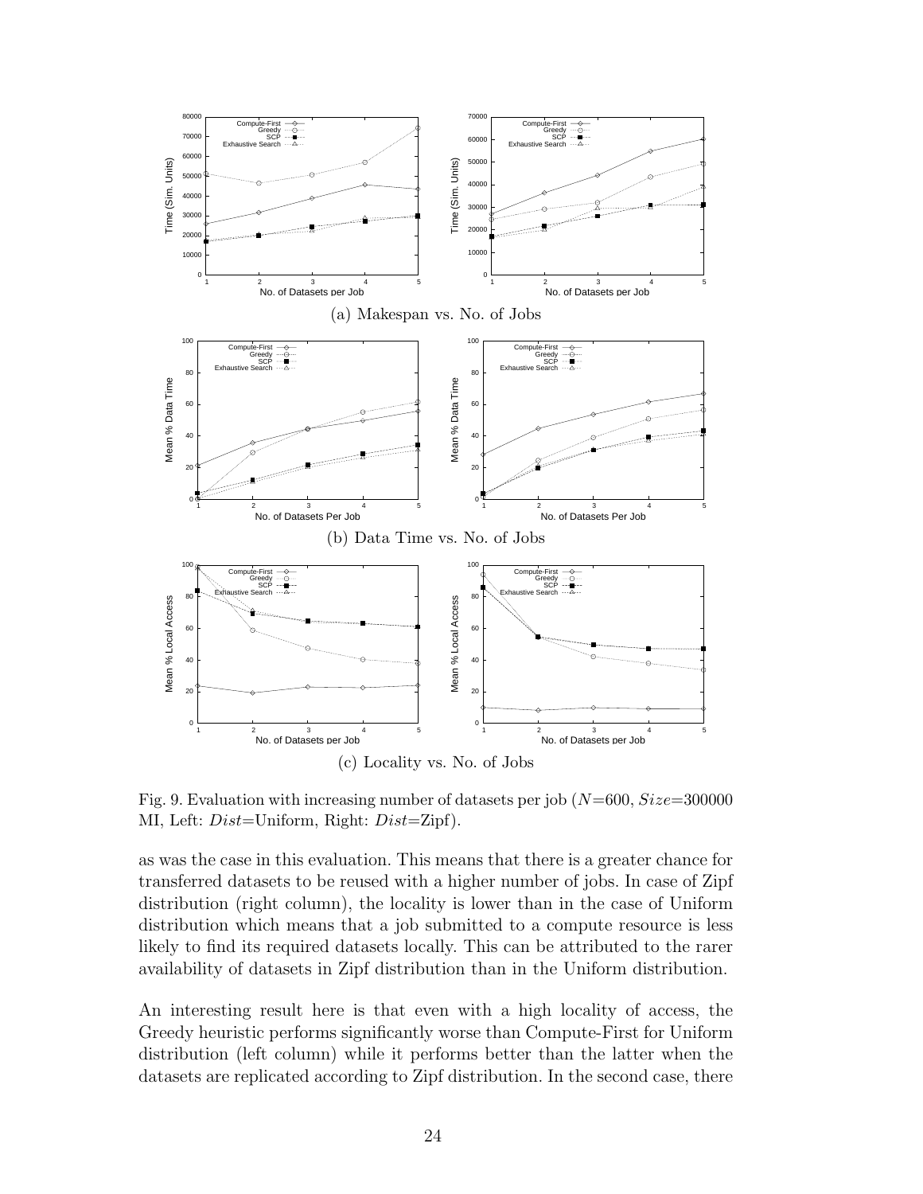(a) Makespan vs. No. of Jobs

(b) Data Time vs. No. of Jobs

(c) Locality vs. No. of Jobs

Fig. 9. Evaluation with increasing number of datasets per job ($N$=600, $Size$=300000 MI, Left: $Dist$=Uniform, Right: $Dist$=Zipf).

as was the case in this evaluation. This means that there is a greater chance for transferred datasets to be reused with a higher number of jobs. In case of Zipf distribution (right column), the locality is lower than in the case of Uniform distribution which means that a job submitted to a compute resource is less likely to find its required datasets locally. This can be attributed to the rarer availability of datasets in Zipf distribution than in the Uniform distribution.

An interesting result here is that even with a high locality of access, the Greedy heuristic performs significantly worse than Compute-First for Uniform distribution (left column) while it performs better than the latter when the datasets are replicated according to Zipf distribution. In the second case, there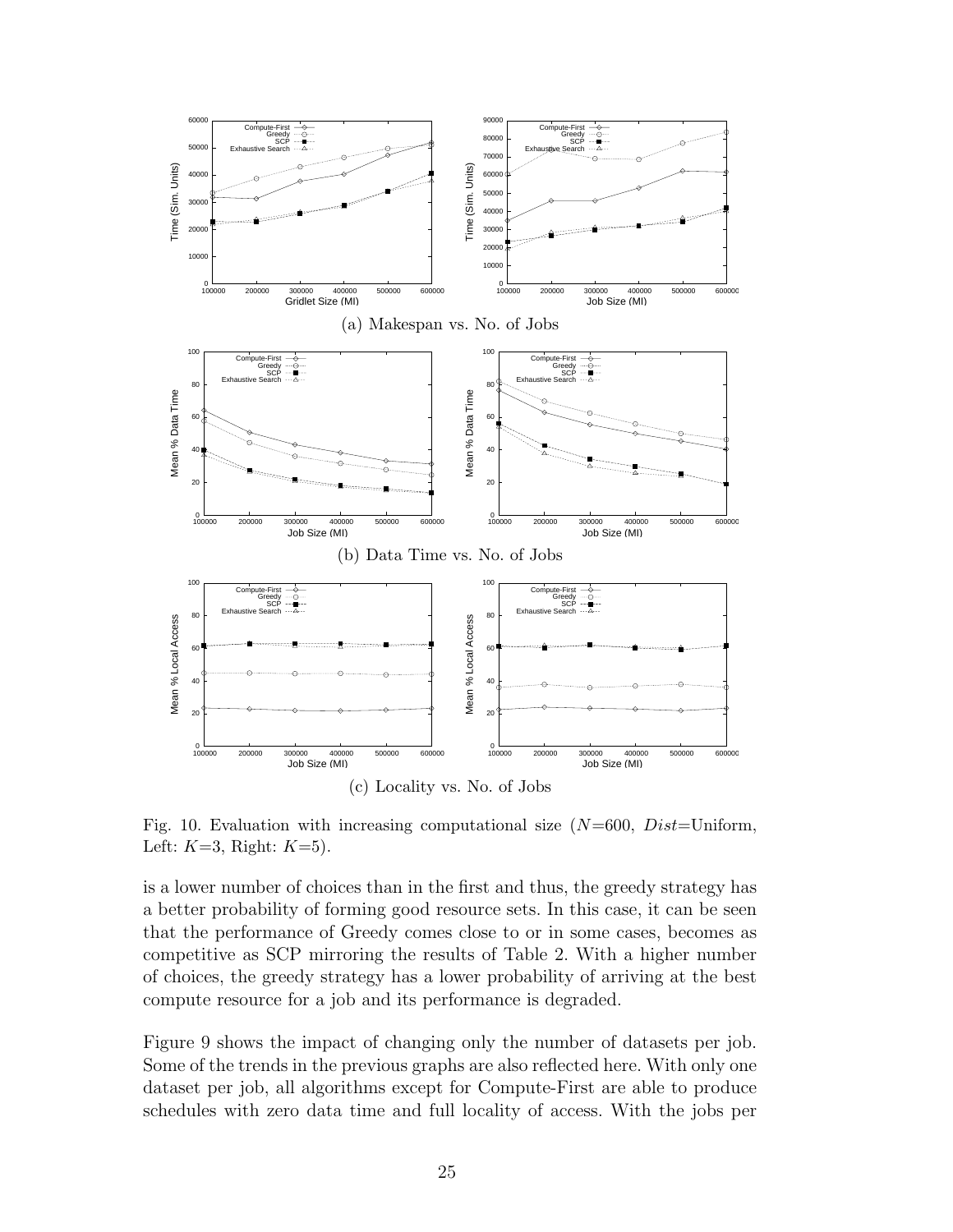(a) Makespan vs. No. of Jobs

(b) Data Time vs. No. of Jobs

(c) Locality vs. No. of Jobs

Fig. 10. Evaluation with increasing computational size ($N$=600, $Dist$=Uniform, Left: $K$=3, Right: $K$=5).

is a lower number of choices than in the first and thus, the greedy strategy has a better probability of forming good resource sets. In this case, it can be seen that the performance of Greedy comes close to or in some cases, becomes as competitive as SCP mirroring the results of Table 2. With a higher number of choices, the greedy strategy has a lower probability of arriving at the best compute resource for a job and its performance is degraded.

Figure 9 shows the impact of changing only the number of datasets per job. Some of the trends in the previous graphs are also reflected here. With only one dataset per job, all algorithms except for Compute-First are able to produce schedules with zero data time and full locality of access. With the jobs per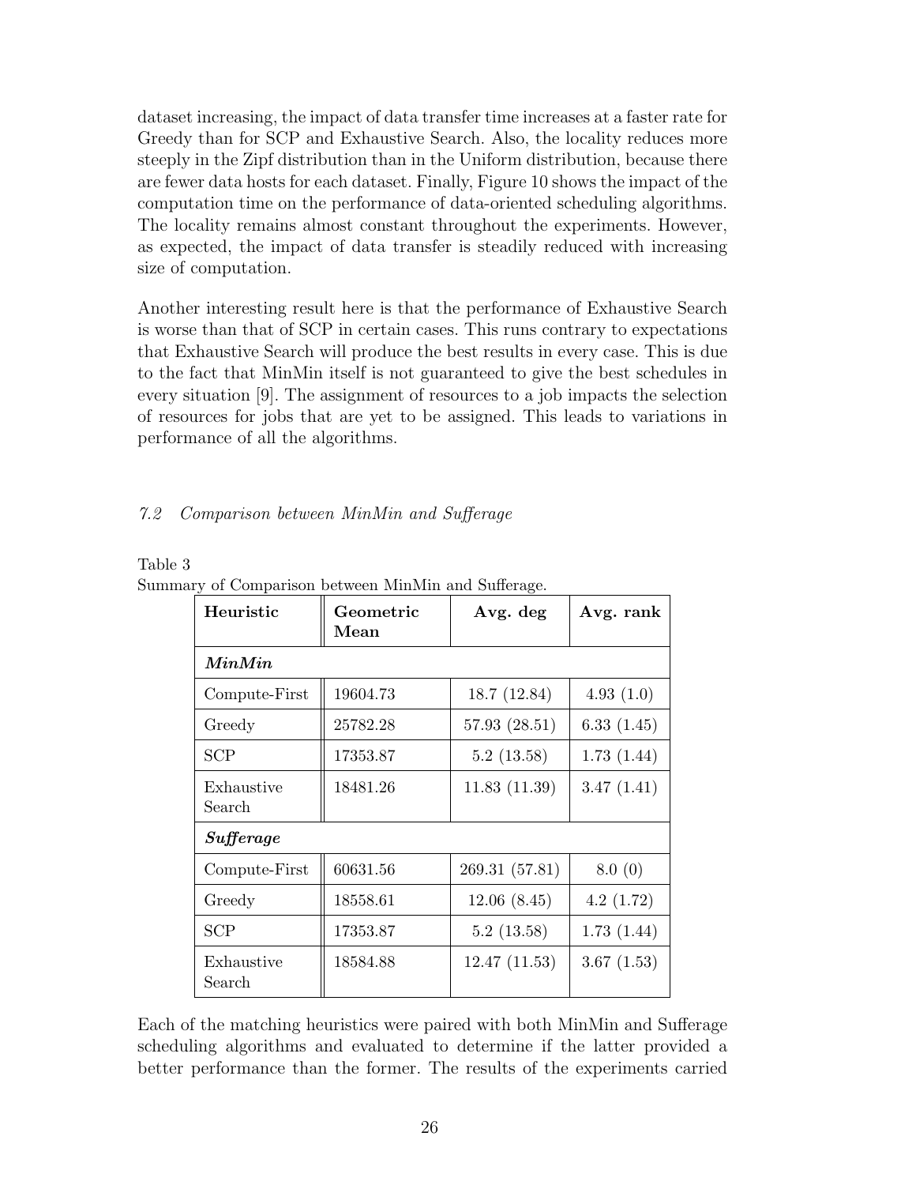dataset increasing, the impact of data transfer time increases at a faster rate for Greedy than for SCP and Exhaustive Search. Also, the locality reduces more steeply in the Zipf distribution than in the Uniform distribution, because there are fewer data hosts for each dataset. Finally, Figure 10 shows the impact of the computation time on the performance of data-oriented scheduling algorithms. The locality remains almost constant throughout the experiments. However, as expected, the impact of data transfer is steadily reduced with increasing size of computation.

Another interesting result here is that the performance of Exhaustive Search is worse than that of SCP in certain cases. This runs contrary to expectations that Exhaustive Search will produce the best results in every case. This is due to the fact that MinMin itself is not guaranteed to give the best schedules in every situation [9]. The assignment of resources to a job impacts the selection of resources for jobs that are yet to be assigned. This leads to variations in performance of all the algorithms.

### *7.2 Comparison between MinMin and Sufferage*

Table 3
Summary of Comparison between MinMin and Sufferage.

| Heuristic | Geometric Mean | Avg. deg | Avg. rank |
|---|---|---|---|
| ***MinMin*** | | | |
| Compute-First | 19604.73 | 18.7 (12.84) | 4.93 (1.0) |
| Greedy | 25782.28 | 57.93 (28.51) | 6.33 (1.45) |
| SCP | 17353.87 | 5.2 (13.58) | 1.73 (1.44) |
| Exhaustive Search | 18481.26 | 11.83 (11.39) | 3.47 (1.41) |
| ***Sufferage*** | | | |
| Compute-First | 60631.56 | 269.31 (57.81) | 8.0 (0) |
| Greedy | 18558.61 | 12.06 (8.45) | 4.2 (1.72) |
| SCP | 17353.87 | 5.2 (13.58) | 1.73 (1.44) |
| Exhaustive Search | 18584.88 | 12.47 (11.53) | 3.67 (1.53) |

Each of the matching heuristics were paired with both MinMin and Sufferage scheduling algorithms and evaluated to determine if the latter provided a better performance than the former. The results of the experiments carried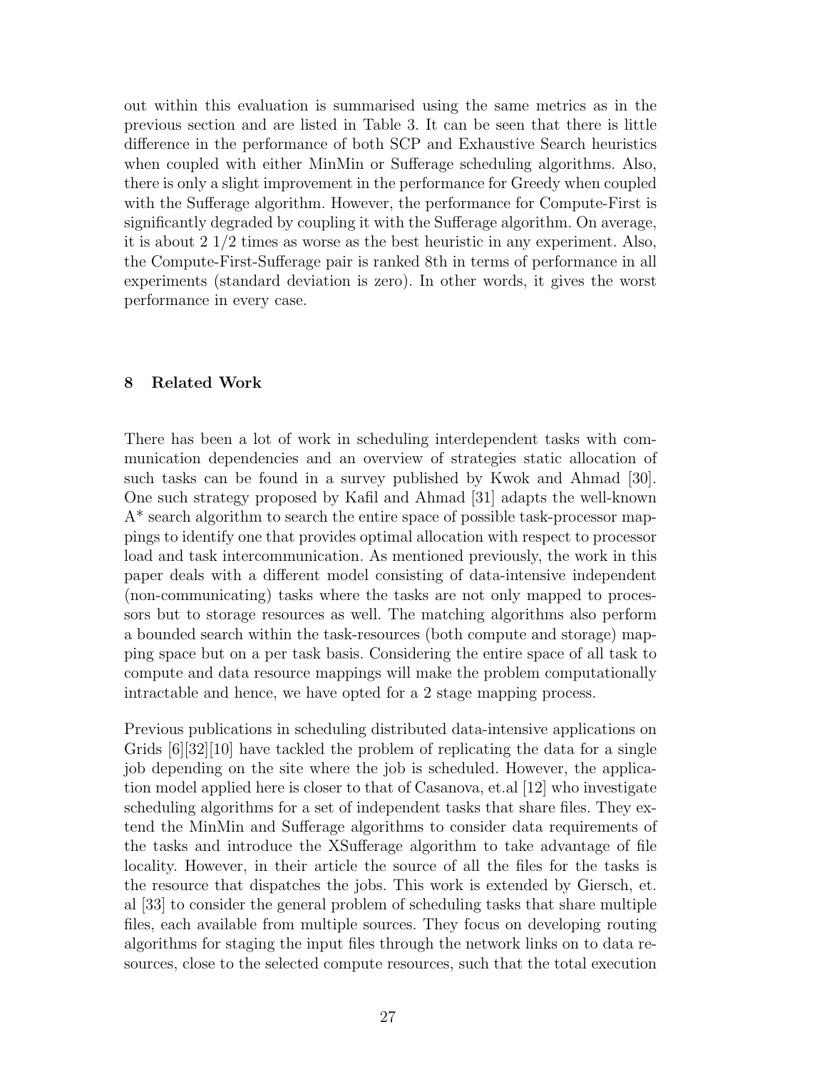out within this evaluation is summarised using the same metrics as in the previous section and are listed in Table 3. It can be seen that there is little difference in the performance of both SCP and Exhaustive Search heuristics when coupled with either MinMin or Sufferage scheduling algorithms. Also, there is only a slight improvement in the performance for Greedy when coupled with the Sufferage algorithm. However, the performance for Compute-First is significantly degraded by coupling it with the Sufferage algorithm. On average, it is about 2 1/2 times as worse as the best heuristic in any experiment. Also, the Compute-First-Sufferage pair is ranked 8th in terms of performance in all experiments (standard deviation is zero). In other words, it gives the worst performance in every case.

## 8 Related Work

There has been a lot of work in scheduling interdependent tasks with communication dependencies and an overview of strategies static allocation of such tasks can be found in a survey published by Kwok and Ahmad [30]. One such strategy proposed by Kafil and Ahmad [31] adapts the well-known A* search algorithm to search the entire space of possible task-processor mappings to identify one that provides optimal allocation with respect to processor load and task intercommunication. As mentioned previously, the work in this paper deals with a different model consisting of data-intensive independent (non-communicating) tasks where the tasks are not only mapped to processors but to storage resources as well. The matching algorithms also perform a bounded search within the task-resources (both compute and storage) mapping space but on a per task basis. Considering the entire space of all task to compute and data resource mappings will make the problem computationally intractable and hence, we have opted for a 2 stage mapping process.

Previous publications in scheduling distributed data-intensive applications on Grids [6][32][10] have tackled the problem of replicating the data for a single job depending on the site where the job is scheduled. However, the application model applied here is closer to that of Casanova, et.al [12] who investigate scheduling algorithms for a set of independent tasks that share files. They extend the MinMin and Sufferage algorithms to consider data requirements of the tasks and introduce the XSufferage algorithm to take advantage of file locality. However, in their article the source of all the files for the tasks is the resource that dispatches the jobs. This work is extended by Giersch, et. al [33] to consider the general problem of scheduling tasks that share multiple files, each available from multiple sources. They focus on developing routing algorithms for staging the input files through the network links on to data resources, close to the selected compute resources, such that the total execution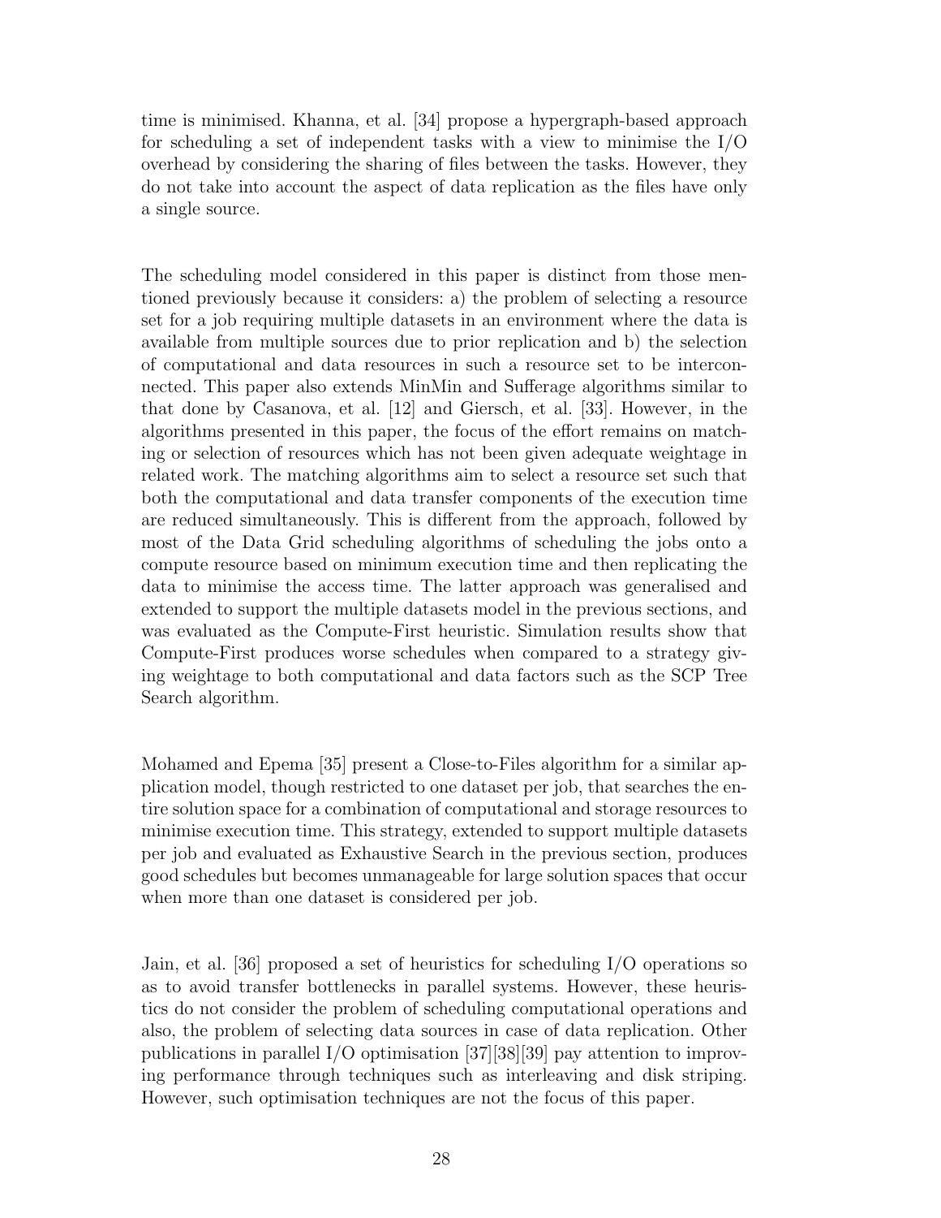time is minimised. Khanna, et al. [34] propose a hypergraph-based approach for scheduling a set of independent tasks with a view to minimise the I/O overhead by considering the sharing of files between the tasks. However, they do not take into account the aspect of data replication as the files have only a single source.

The scheduling model considered in this paper is distinct from those mentioned previously because it considers: a) the problem of selecting a resource set for a job requiring multiple datasets in an environment where the data is available from multiple sources due to prior replication and b) the selection of computational and data resources in such a resource set to be interconnected. This paper also extends MinMin and Sufferage algorithms similar to that done by Casanova, et al. [12] and Giersch, et al. [33]. However, in the algorithms presented in this paper, the focus of the effort remains on matching or selection of resources which has not been given adequate weightage in related work. The matching algorithms aim to select a resource set such that both the computational and data transfer components of the execution time are reduced simultaneously. This is different from the approach, followed by most of the Data Grid scheduling algorithms of scheduling the jobs onto a compute resource based on minimum execution time and then replicating the data to minimise the access time. The latter approach was generalised and extended to support the multiple datasets model in the previous sections, and was evaluated as the Compute-First heuristic. Simulation results show that Compute-First produces worse schedules when compared to a strategy giving weightage to both computational and data factors such as the SCP Tree Search algorithm.

Mohamed and Epema [35] present a Close-to-Files algorithm for a similar application model, though restricted to one dataset per job, that searches the entire solution space for a combination of computational and storage resources to minimise execution time. This strategy, extended to support multiple datasets per job and evaluated as Exhaustive Search in the previous section, produces good schedules but becomes unmanageable for large solution spaces that occur when more than one dataset is considered per job.

Jain, et al. [36] proposed a set of heuristics for scheduling I/O operations so as to avoid transfer bottlenecks in parallel systems. However, these heuristics do not consider the problem of scheduling computational operations and also, the problem of selecting data sources in case of data replication. Other publications in parallel I/O optimisation [37][38][39] pay attention to improving performance through techniques such as interleaving and disk striping. However, such optimisation techniques are not the focus of this paper.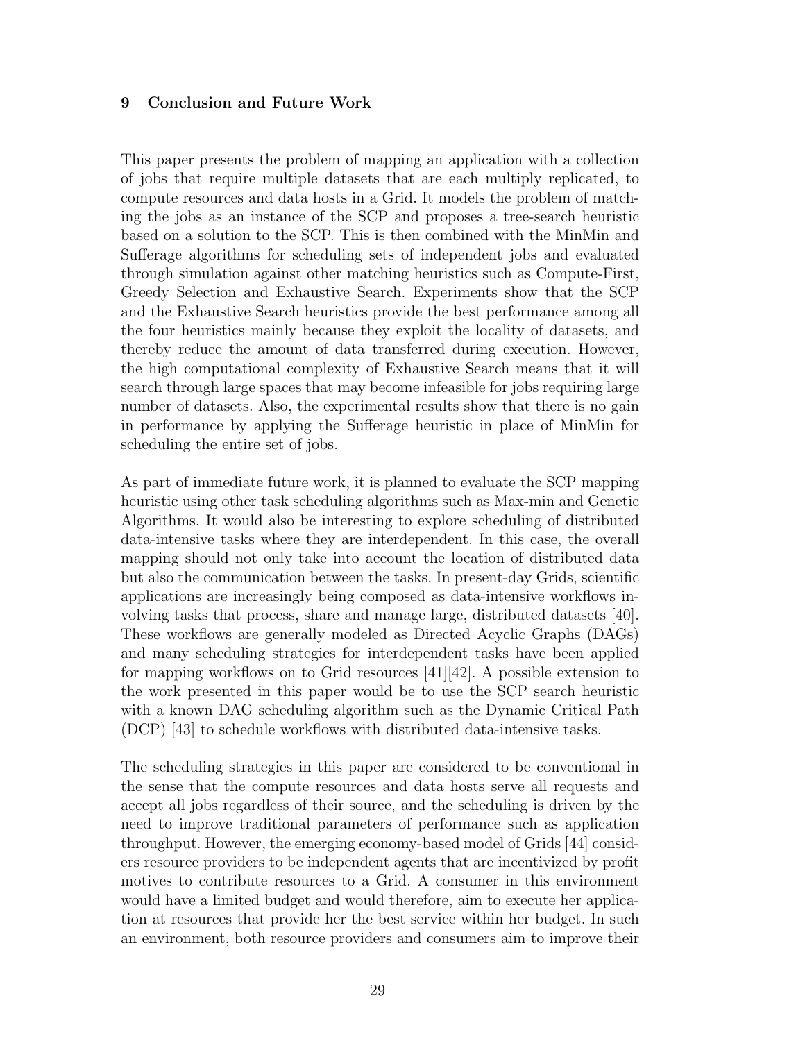## 9 Conclusion and Future Work

This paper presents the problem of mapping an application with a collection of jobs that require multiple datasets that are each multiply replicated, to compute resources and data hosts in a Grid. It models the problem of matching the jobs as an instance of the SCP and proposes a tree-search heuristic based on a solution to the SCP. This is then combined with the MinMin and Sufferage algorithms for scheduling sets of independent jobs and evaluated through simulation against other matching heuristics such as Compute-First, Greedy Selection and Exhaustive Search. Experiments show that the SCP and the Exhaustive Search heuristics provide the best performance among all the four heuristics mainly because they exploit the locality of datasets, and thereby reduce the amount of data transferred during execution. However, the high computational complexity of Exhaustive Search means that it will search through large spaces that may become infeasible for jobs requiring large number of datasets. Also, the experimental results show that there is no gain in performance by applying the Sufferage heuristic in place of MinMin for scheduling the entire set of jobs.

As part of immediate future work, it is planned to evaluate the SCP mapping heuristic using other task scheduling algorithms such as Max-min and Genetic Algorithms. It would also be interesting to explore scheduling of distributed data-intensive tasks where they are interdependent. In this case, the overall mapping should not only take into account the location of distributed data but also the communication between the tasks. In present-day Grids, scientific applications are increasingly being composed as data-intensive workflows involving tasks that process, share and manage large, distributed datasets [40]. These workflows are generally modeled as Directed Acyclic Graphs (DAGs) and many scheduling strategies for interdependent tasks have been applied for mapping workflows on to Grid resources [41][42]. A possible extension to the work presented in this paper would be to use the SCP search heuristic with a known DAG scheduling algorithm such as the Dynamic Critical Path (DCP) [43] to schedule workflows with distributed data-intensive tasks.

The scheduling strategies in this paper are considered to be conventional in the sense that the compute resources and data hosts serve all requests and accept all jobs regardless of their source, and the scheduling is driven by the need to improve traditional parameters of performance such as application throughput. However, the emerging economy-based model of Grids [44] considers resource providers to be independent agents that are incentivized by profit motives to contribute resources to a Grid. A consumer in this environment would have a limited budget and would therefore, aim to execute her application at resources that provide her the best service within her budget. In such an environment, both resource providers and consumers aim to improve their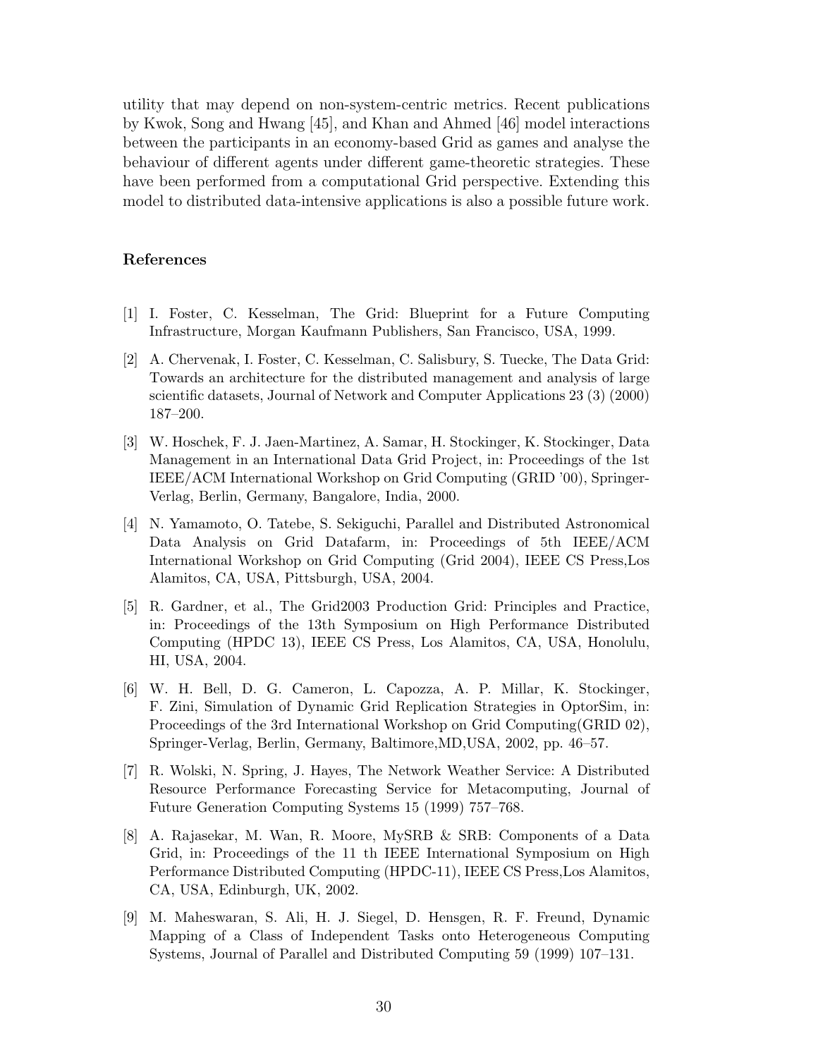utility that may depend on non-system-centric metrics. Recent publications by Kwok, Song and Hwang [45], and Khan and Ahmed [46] model interactions between the participants in an economy-based Grid as games and analyse the behaviour of different agents under different game-theoretic strategies. These have been performed from a computational Grid perspective. Extending this model to distributed data-intensive applications is also a possible future work.

## References

[1] I. Foster, C. Kesselman, The Grid: Blueprint for a Future Computing Infrastructure, Morgan Kaufmann Publishers, San Francisco, USA, 1999.

[2] A. Chervenak, I. Foster, C. Kesselman, C. Salisbury, S. Tuecke, The Data Grid: Towards an architecture for the distributed management and analysis of large scientific datasets, Journal of Network and Computer Applications 23 (3) (2000) 187–200.

[3] W. Hoschek, F. J. Jaen-Martinez, A. Samar, H. Stockinger, K. Stockinger, Data Management in an International Data Grid Project, in: Proceedings of the 1st IEEE/ACM International Workshop on Grid Computing (GRID '00), Springer-Verlag, Berlin, Germany, Bangalore, India, 2000.

[4] N. Yamamoto, O. Tatebe, S. Sekiguchi, Parallel and Distributed Astronomical Data Analysis on Grid Datafarm, in: Proceedings of 5th IEEE/ACM International Workshop on Grid Computing (Grid 2004), IEEE CS Press,Los Alamitos, CA, USA, Pittsburgh, USA, 2004.

[5] R. Gardner, et al., The Grid2003 Production Grid: Principles and Practice, in: Proceedings of the 13th Symposium on High Performance Distributed Computing (HPDC 13), IEEE CS Press, Los Alamitos, CA, USA, Honolulu, HI, USA, 2004.

[6] W. H. Bell, D. G. Cameron, L. Capozza, A. P. Millar, K. Stockinger, F. Zini, Simulation of Dynamic Grid Replication Strategies in OptorSim, in: Proceedings of the 3rd International Workshop on Grid Computing(GRID 02), Springer-Verlag, Berlin, Germany, Baltimore,MD,USA, 2002, pp. 46–57.

[7] R. Wolski, N. Spring, J. Hayes, The Network Weather Service: A Distributed Resource Performance Forecasting Service for Metacomputing, Journal of Future Generation Computing Systems 15 (1999) 757–768.

[8] A. Rajasekar, M. Wan, R. Moore, MySRB & SRB: Components of a Data Grid, in: Proceedings of the 11 th IEEE International Symposium on High Performance Distributed Computing (HPDC-11), IEEE CS Press,Los Alamitos, CA, USA, Edinburgh, UK, 2002.

[9] M. Maheswaran, S. Ali, H. J. Siegel, D. Hensgen, R. F. Freund, Dynamic Mapping of a Class of Independent Tasks onto Heterogeneous Computing Systems, Journal of Parallel and Distributed Computing 59 (1999) 107–131.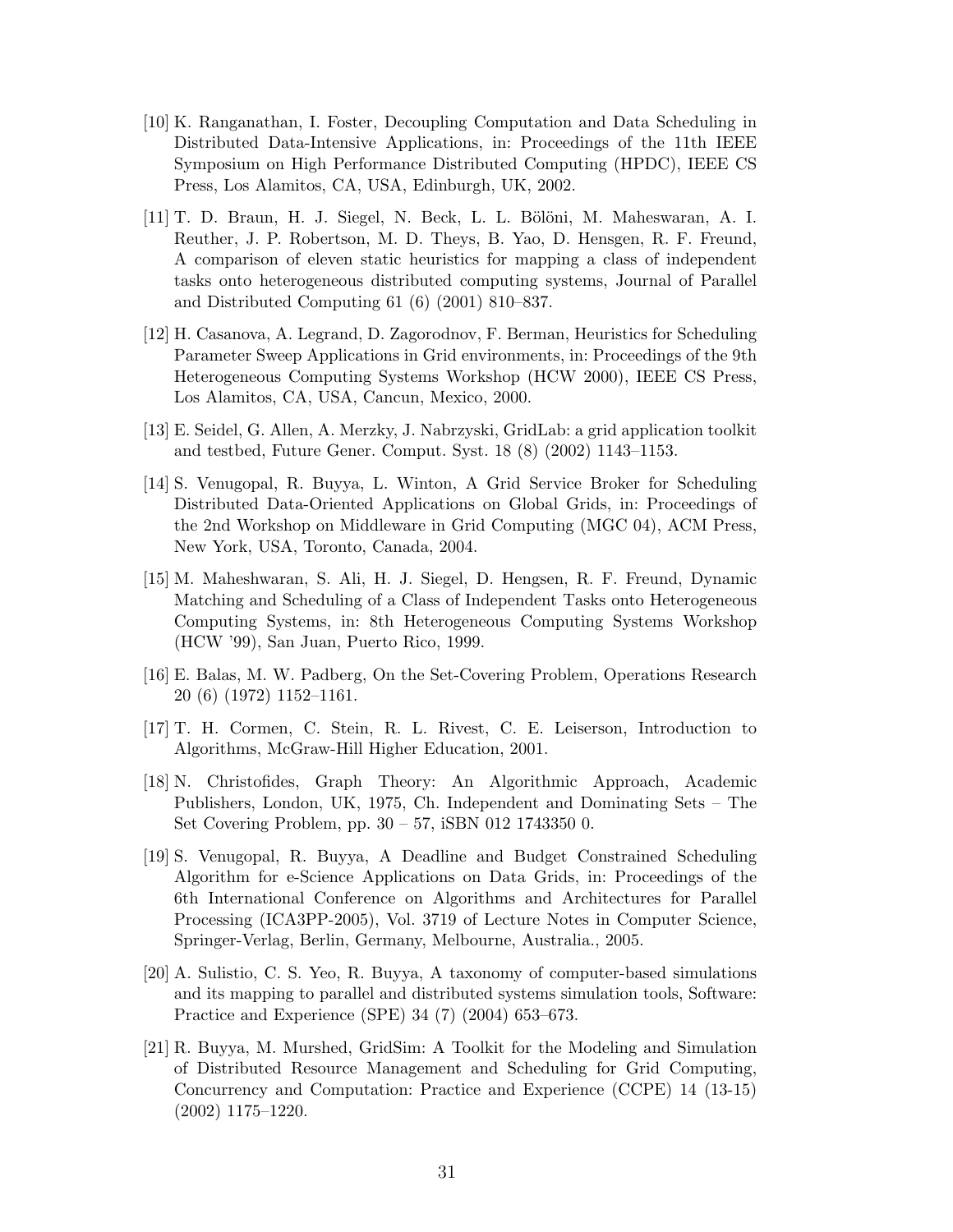[10] K. Ranganathan, I. Foster, Decoupling Computation and Data Scheduling in Distributed Data-Intensive Applications, in: Proceedings of the 11th IEEE Symposium on High Performance Distributed Computing (HPDC), IEEE CS Press, Los Alamitos, CA, USA, Edinburgh, UK, 2002.

[11] T. D. Braun, H. J. Siegel, N. Beck, L. L. Bölöni, M. Maheswaran, A. I. Reuther, J. P. Robertson, M. D. Theys, B. Yao, D. Hensgen, R. F. Freund, A comparison of eleven static heuristics for mapping a class of independent tasks onto heterogeneous distributed computing systems, Journal of Parallel and Distributed Computing 61 (6) (2001) 810–837.

[12] H. Casanova, A. Legrand, D. Zagorodnov, F. Berman, Heuristics for Scheduling Parameter Sweep Applications in Grid environments, in: Proceedings of the 9th Heterogeneous Computing Systems Workshop (HCW 2000), IEEE CS Press, Los Alamitos, CA, USA, Cancun, Mexico, 2000.

[13] E. Seidel, G. Allen, A. Merzky, J. Nabrzyski, GridLab: a grid application toolkit and testbed, Future Gener. Comput. Syst. 18 (8) (2002) 1143–1153.

[14] S. Venugopal, R. Buyya, L. Winton, A Grid Service Broker for Scheduling Distributed Data-Oriented Applications on Global Grids, in: Proceedings of the 2nd Workshop on Middleware in Grid Computing (MGC 04), ACM Press, New York, USA, Toronto, Canada, 2004.

[15] M. Maheshwaran, S. Ali, H. J. Siegel, D. Hengsen, R. F. Freund, Dynamic Matching and Scheduling of a Class of Independent Tasks onto Heterogeneous Computing Systems, in: 8th Heterogeneous Computing Systems Workshop (HCW '99), San Juan, Puerto Rico, 1999.

[16] E. Balas, M. W. Padberg, On the Set-Covering Problem, Operations Research 20 (6) (1972) 1152–1161.

[17] T. H. Cormen, C. Stein, R. L. Rivest, C. E. Leiserson, Introduction to Algorithms, McGraw-Hill Higher Education, 2001.

[18] N. Christofides, Graph Theory: An Algorithmic Approach, Academic Publishers, London, UK, 1975, Ch. Independent and Dominating Sets – The Set Covering Problem, pp. 30 – 57, iSBN 012 1743350 0.

[19] S. Venugopal, R. Buyya, A Deadline and Budget Constrained Scheduling Algorithm for e-Science Applications on Data Grids, in: Proceedings of the 6th International Conference on Algorithms and Architectures for Parallel Processing (ICA3PP-2005), Vol. 3719 of Lecture Notes in Computer Science, Springer-Verlag, Berlin, Germany, Melbourne, Australia., 2005.

[20] A. Sulistio, C. S. Yeo, R. Buyya, A taxonomy of computer-based simulations and its mapping to parallel and distributed systems simulation tools, Software: Practice and Experience (SPE) 34 (7) (2004) 653–673.

[21] R. Buyya, M. Murshed, GridSim: A Toolkit for the Modeling and Simulation of Distributed Resource Management and Scheduling for Grid Computing, Concurrency and Computation: Practice and Experience (CCPE) 14 (13-15) (2002) 1175–1220.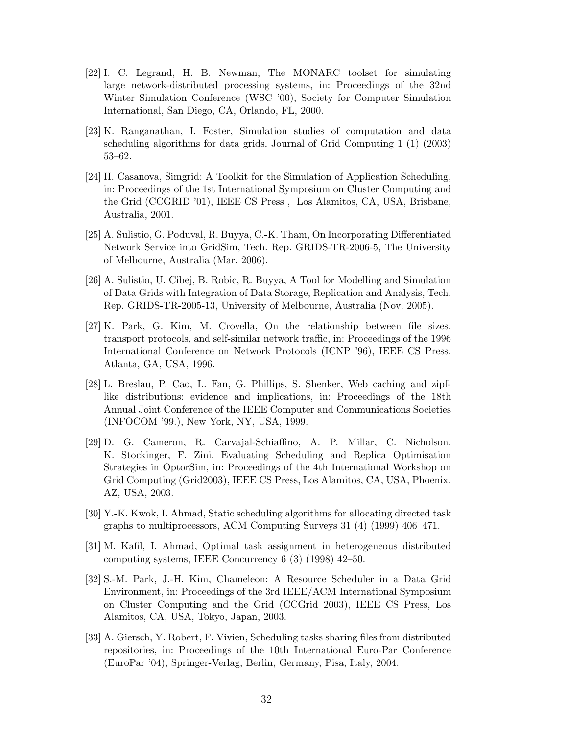[22] I. C. Legrand, H. B. Newman, The MONARC toolset for simulating large network-distributed processing systems, in: Proceedings of the 32nd Winter Simulation Conference (WSC '00), Society for Computer Simulation International, San Diego, CA, Orlando, FL, 2000.

[23] K. Ranganathan, I. Foster, Simulation studies of computation and data scheduling algorithms for data grids, Journal of Grid Computing 1 (1) (2003) 53–62.

[24] H. Casanova, Simgrid: A Toolkit for the Simulation of Application Scheduling, in: Proceedings of the 1st International Symposium on Cluster Computing and the Grid (CCGRID '01), IEEE CS Press , Los Alamitos, CA, USA, Brisbane, Australia, 2001.

[25] A. Sulistio, G. Poduval, R. Buyya, C.-K. Tham, On Incorporating Differentiated Network Service into GridSim, Tech. Rep. GRIDS-TR-2006-5, The University of Melbourne, Australia (Mar. 2006).

[26] A. Sulistio, U. Cibej, B. Robic, R. Buyya, A Tool for Modelling and Simulation of Data Grids with Integration of Data Storage, Replication and Analysis, Tech. Rep. GRIDS-TR-2005-13, University of Melbourne, Australia (Nov. 2005).

[27] K. Park, G. Kim, M. Crovella, On the relationship between file sizes, transport protocols, and self-similar network traffic, in: Proceedings of the 1996 International Conference on Network Protocols (ICNP '96), IEEE CS Press, Atlanta, GA, USA, 1996.

[28] L. Breslau, P. Cao, L. Fan, G. Phillips, S. Shenker, Web caching and zipf-like distributions: evidence and implications, in: Proceedings of the 18th Annual Joint Conference of the IEEE Computer and Communications Societies (INFOCOM '99.), New York, NY, USA, 1999.

[29] D. G. Cameron, R. Carvajal-Schiaffino, A. P. Millar, C. Nicholson, K. Stockinger, F. Zini, Evaluating Scheduling and Replica Optimisation Strategies in OptorSim, in: Proceedings of the 4th International Workshop on Grid Computing (Grid2003), IEEE CS Press, Los Alamitos, CA, USA, Phoenix, AZ, USA, 2003.

[30] Y.-K. Kwok, I. Ahmad, Static scheduling algorithms for allocating directed task graphs to multiprocessors, ACM Computing Surveys 31 (4) (1999) 406–471.

[31] M. Kafil, I. Ahmad, Optimal task assignment in heterogeneous distributed computing systems, IEEE Concurrency 6 (3) (1998) 42–50.

[32] S.-M. Park, J.-H. Kim, Chameleon: A Resource Scheduler in a Data Grid Environment, in: Proceedings of the 3rd IEEE/ACM International Symposium on Cluster Computing and the Grid (CCGrid 2003), IEEE CS Press, Los Alamitos, CA, USA, Tokyo, Japan, 2003.

[33] A. Giersch, Y. Robert, F. Vivien, Scheduling tasks sharing files from distributed repositories, in: Proceedings of the 10th International Euro-Par Conference (EuroPar '04), Springer-Verlag, Berlin, Germany, Pisa, Italy, 2004.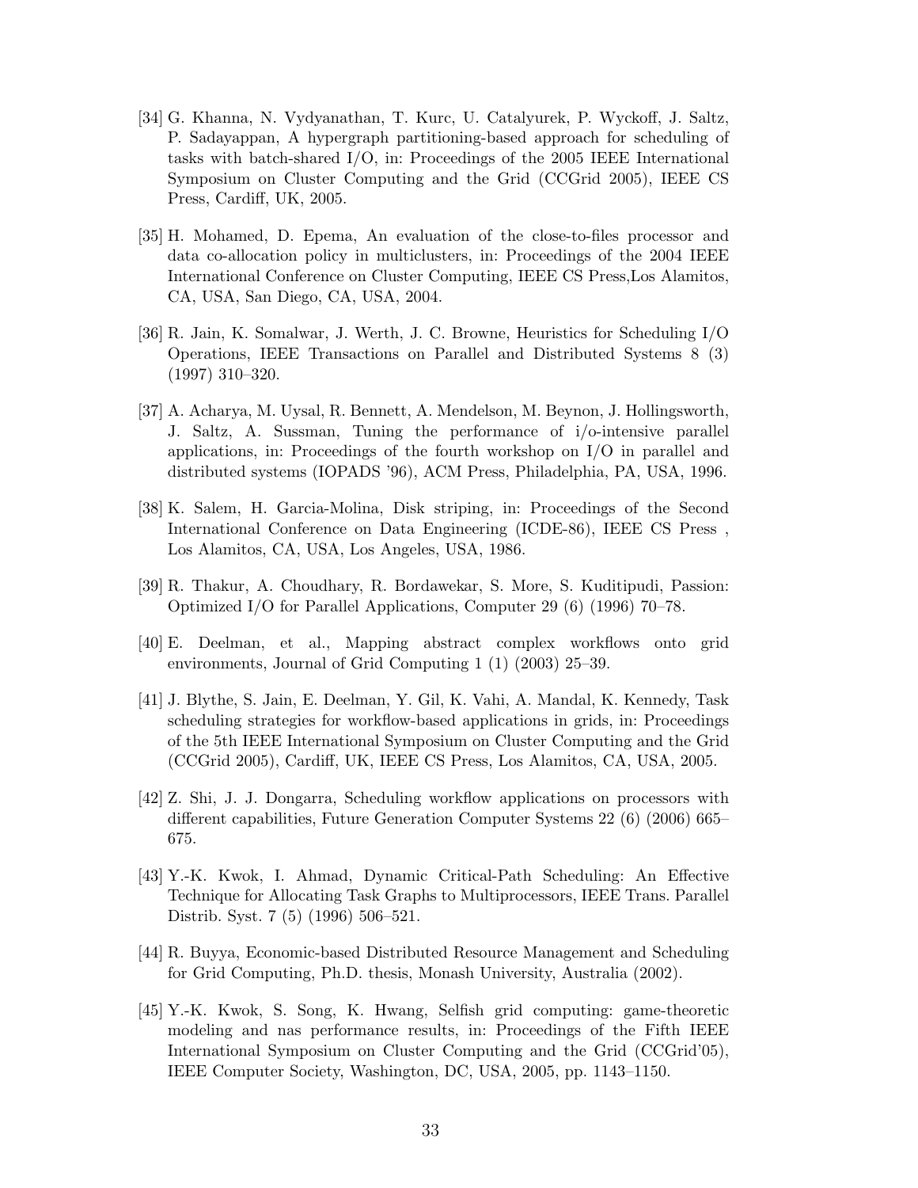[34] G. Khanna, N. Vydyanathan, T. Kurc, U. Catalyurek, P. Wyckoff, J. Saltz, P. Sadayappan, A hypergraph partitioning-based approach for scheduling of tasks with batch-shared I/O, in: Proceedings of the 2005 IEEE International Symposium on Cluster Computing and the Grid (CCGrid 2005), IEEE CS Press, Cardiff, UK, 2005.

[35] H. Mohamed, D. Epema, An evaluation of the close-to-files processor and data co-allocation policy in multiclusters, in: Proceedings of the 2004 IEEE International Conference on Cluster Computing, IEEE CS Press,Los Alamitos, CA, USA, San Diego, CA, USA, 2004.

[36] R. Jain, K. Somalwar, J. Werth, J. C. Browne, Heuristics for Scheduling I/O Operations, IEEE Transactions on Parallel and Distributed Systems 8 (3) (1997) 310–320.

[37] A. Acharya, M. Uysal, R. Bennett, A. Mendelson, M. Beynon, J. Hollingsworth, J. Saltz, A. Sussman, Tuning the performance of i/o-intensive parallel applications, in: Proceedings of the fourth workshop on I/O in parallel and distributed systems (IOPADS '96), ACM Press, Philadelphia, PA, USA, 1996.

[38] K. Salem, H. Garcia-Molina, Disk striping, in: Proceedings of the Second International Conference on Data Engineering (ICDE-86), IEEE CS Press , Los Alamitos, CA, USA, Los Angeles, USA, 1986.

[39] R. Thakur, A. Choudhary, R. Bordawekar, S. More, S. Kuditipudi, Passion: Optimized I/O for Parallel Applications, Computer 29 (6) (1996) 70–78.

[40] E. Deelman, et al., Mapping abstract complex workflows onto grid environments, Journal of Grid Computing 1 (1) (2003) 25–39.

[41] J. Blythe, S. Jain, E. Deelman, Y. Gil, K. Vahi, A. Mandal, K. Kennedy, Task scheduling strategies for workflow-based applications in grids, in: Proceedings of the 5th IEEE International Symposium on Cluster Computing and the Grid (CCGrid 2005), Cardiff, UK, IEEE CS Press, Los Alamitos, CA, USA, 2005.

[42] Z. Shi, J. J. Dongarra, Scheduling workflow applications on processors with different capabilities, Future Generation Computer Systems 22 (6) (2006) 665–675.

[43] Y.-K. Kwok, I. Ahmad, Dynamic Critical-Path Scheduling: An Effective Technique for Allocating Task Graphs to Multiprocessors, IEEE Trans. Parallel Distrib. Syst. 7 (5) (1996) 506–521.

[44] R. Buyya, Economic-based Distributed Resource Management and Scheduling for Grid Computing, Ph.D. thesis, Monash University, Australia (2002).

[45] Y.-K. Kwok, S. Song, K. Hwang, Selfish grid computing: game-theoretic modeling and nas performance results, in: Proceedings of the Fifth IEEE International Symposium on Cluster Computing and the Grid (CCGrid'05), IEEE Computer Society, Washington, DC, USA, 2005, pp. 1143–1150.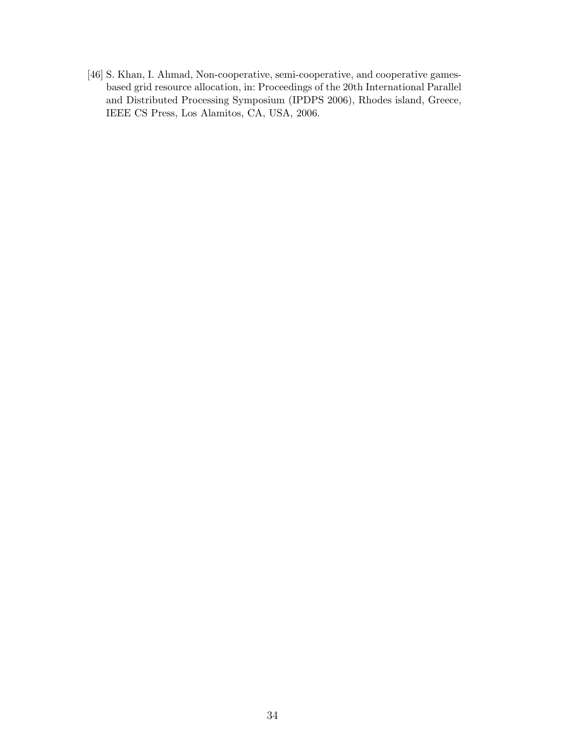[46] S. Khan, I. Ahmad, Non-cooperative, semi-cooperative, and cooperative games-based grid resource allocation, in: Proceedings of the 20th International Parallel and Distributed Processing Symposium (IPDPS 2006), Rhodes island, Greece, IEEE CS Press, Los Alamitos, CA, USA, 2006.